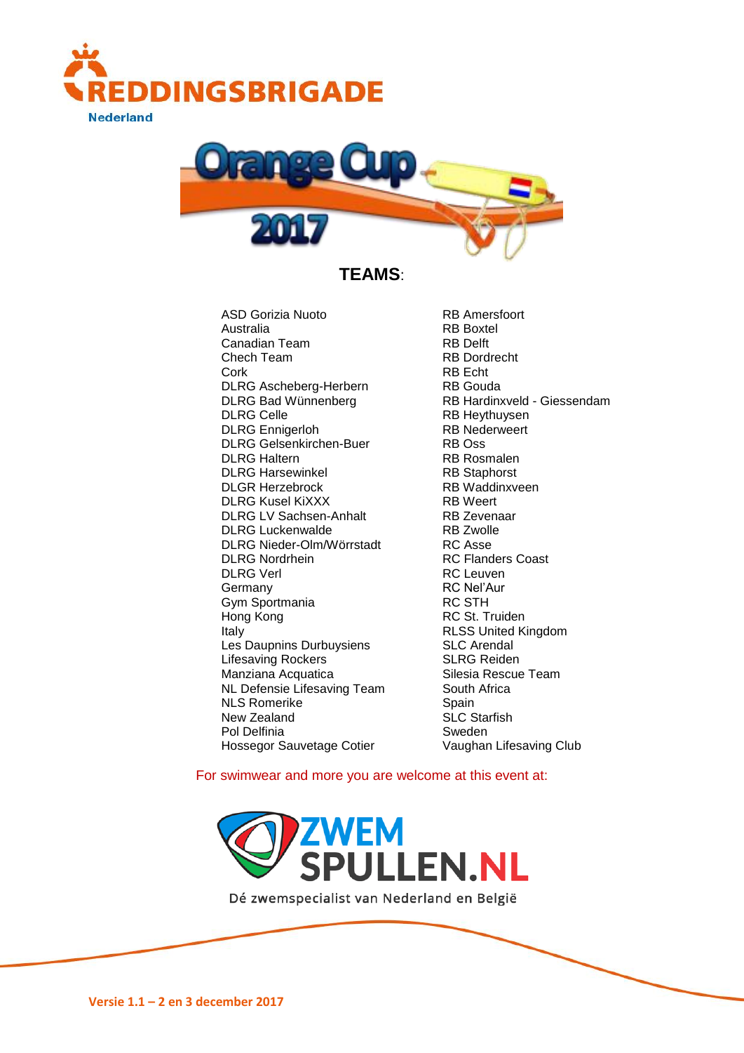REDDINGSBRIGADE

Nederland

Orange Cup 2017

## TEAMS:

- ASD Gorizia Nuoto
- Australia
- Canadian Team
- Chech Team
- Cork
- DLRG Ascheberg-Herbern
- DLRG Bad Wünnenberg
- DLRG Celle
- DLRG Ennigerloh
- DLRG Gelsenkirchen-Buer
- DLRG Haltern
- DLRG Harsewinkel
- DLGR Herzebrock
- DLRG Kusel KiXXX
- DLRG LV Sachsen-Anhalt
- DLRG Luckenwalde
- DLRG Nieder-Olm/Wörrstadt
- DLRG Nordrhein
- DLRG Verl
- Germany
- Gym Sportmania
- Hong Kong
- Italy
- Les Daupnins Durbuysiens
- Lifesaving Rockers
- Manziana Acquatica
- NL Defensie Lifesaving Team
- NLS Romerike
- New Zealand
- Pol Delfinia
- Hossegor Sauvetage Cotier
- RB Amersfoort
- RB Boxtel
- RB Delft
- RB Dordrecht
- RB Echt
- RB Gouda
- RB Hardinxveld - Giessendam
- RB Heythuysen
- RB Nederweert
- RB Oss
- RB Rosmalen
- RB Staphorst
- RB Waddinxveen
- RB Weert
- RB Zevenaar
- RB Zwolle
- RC Asse
- RC Flanders Coast
- RC Leuven
- RC Nel'Aur
- RC STH
- RC St. Truiden
- RLSS United Kingdom
- SLC Arendal
- SLRG Reiden
- Silesia Rescue Team
- South Africa
- Spain
- SLC Starfish
- Sweden
- Vaughan Lifesaving Club

For swimwear and more you are welcome at this event at:

ZWEM SPULLEN.NL

Dé zwemspecialist van Nederland en België

Versie 1.1 – 2 en 3 december 2017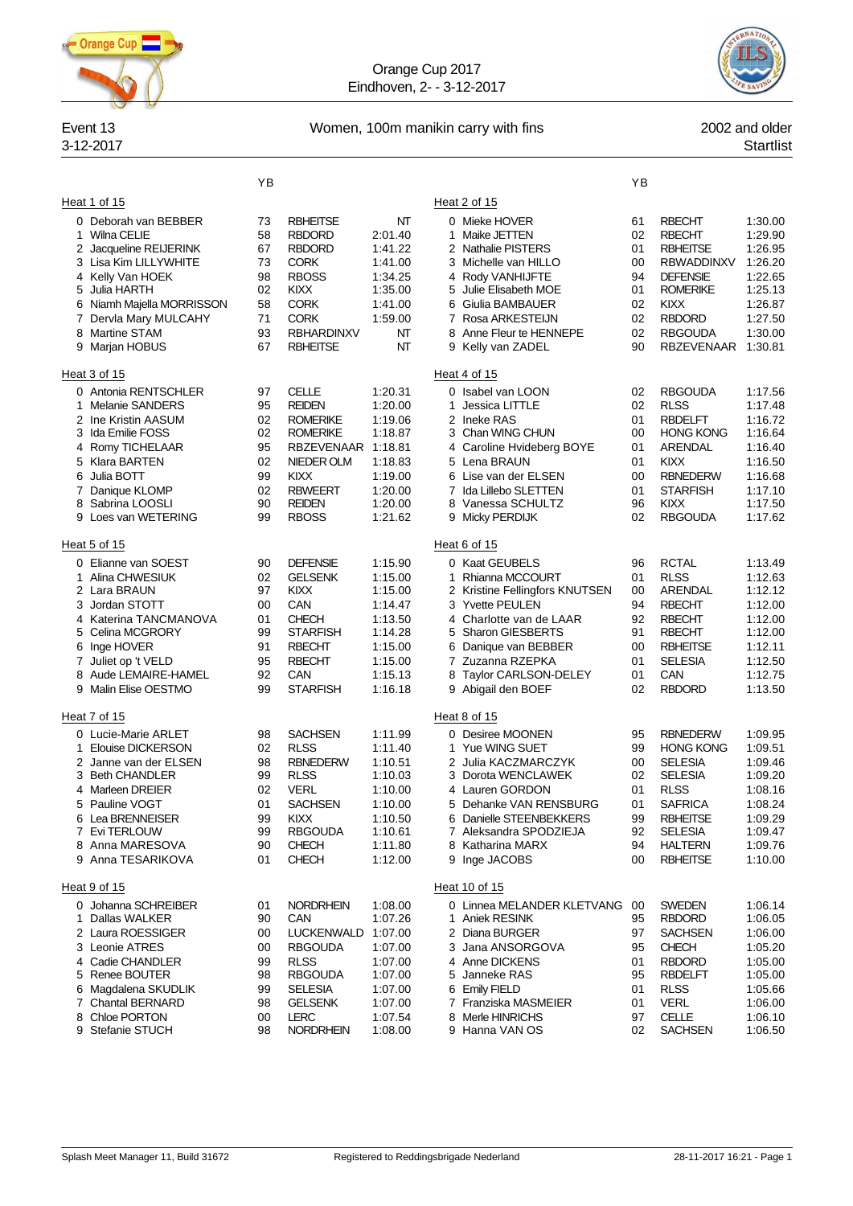Orange Cup 2017
Eindhoven, 2- - 3-12-2017

Event 13 — Women, 100m manikin carry with fins — 2002 and older
3-12-2017 — Startlist

### Heat 1 of 15

| Lane | Name | YB | Club | Time |
|---|---|---|---|---|
| 0 | Deborah van BEBBER | 73 | RBHEITSE | NT |
| 1 | Wilna CELIE | 58 | RBDORD | 2:01.40 |
| 2 | Jacqueline REIJERINK | 67 | RBDORD | 1:41.22 |
| 3 | Lisa Kim LILLYWHITE | 73 | CORK | 1:41.00 |
| 4 | Kelly Van HOEK | 98 | RBOSS | 1:34.25 |
| 5 | Julia HARTH | 02 | KIXX | 1:35.00 |
| 6 | Niamh Majella MORRISSON | 58 | CORK | 1:41.00 |
| 7 | Dervla Mary MULCAHY | 71 | CORK | 1:59.00 |
| 8 | Martine STAM | 93 | RBHARDINXV | NT |
| 9 | Marjan HOBUS | 67 | RBHEITSE | NT |

### Heat 2 of 15

| Lane | Name | YB | Club | Time |
|---|---|---|---|---|
| 0 | Mieke HOVER | 61 | RBECHT | 1:30.00 |
| 1 | Maike JETTEN | 02 | RBECHT | 1:29.90 |
| 2 | Nathalie PISTERS | 01 | RBHEITSE | 1:26.95 |
| 3 | Michelle van HILLO | 00 | RBWADDINXV | 1:26.20 |
| 4 | Rody VANHIJFTE | 94 | DEFENSIE | 1:22.65 |
| 5 | Julie Elisabeth MOE | 01 | ROMERIKE | 1:25.13 |
| 6 | Giulia BAMBAUER | 02 | KIXX | 1:26.87 |
| 7 | Rosa ARKESTEIJN | 02 | RBDORD | 1:27.50 |
| 8 | Anne Fleur te HENNEPE | 02 | RBGOUDA | 1:30.00 |
| 9 | Kelly van ZADEL | 90 | RBZEVENAAR | 1:30.81 |

### Heat 3 of 15

| Lane | Name | YB | Club | Time |
|---|---|---|---|---|
| 0 | Antonia RENTSCHLER | 97 | CELLE | 1:20.31 |
| 1 | Melanie SANDERS | 95 | REIDEN | 1:20.00 |
| 2 | Ine Kristin AASUM | 02 | ROMERIKE | 1:19.06 |
| 3 | Ida Emilie FOSS | 02 | ROMERIKE | 1:18.87 |
| 4 | Romy TICHELAAR | 95 | RBZEVENAAR | 1:18.81 |
| 5 | Klara BARTEN | 02 | NIEDER OLM | 1:18.83 |
| 6 | Julia BOTT | 99 | KIXX | 1:19.00 |
| 7 | Danique KLOMP | 02 | RBWEERT | 1:20.00 |
| 8 | Sabrina LOOSLI | 90 | REIDEN | 1:20.00 |
| 9 | Loes van WETERING | 99 | RBOSS | 1:21.62 |

### Heat 4 of 15

| Lane | Name | YB | Club | Time |
|---|---|---|---|---|
| 0 | Isabel van LOON | 02 | RBGOUDA | 1:17.56 |
| 1 | Jessica LITTLE | 02 | RLSS | 1:17.48 |
| 2 | Ineke RAS | 01 | RBDELFT | 1:16.72 |
| 3 | Chan WING CHUN | 00 | HONG KONG | 1:16.64 |
| 4 | Caroline Hvideberg BOYE | 01 | ARENDAL | 1:16.40 |
| 5 | Lena BRAUN | 01 | KIXX | 1:16.50 |
| 6 | Lise van der ELSEN | 00 | RBNEDERW | 1:16.68 |
| 7 | Ida Lillebo SLETTEN | 01 | STARFISH | 1:17.10 |
| 8 | Vanessa SCHULTZ | 96 | KIXX | 1:17.50 |
| 9 | Micky PERDIJK | 02 | RBGOUDA | 1:17.62 |

### Heat 5 of 15

| Lane | Name | YB | Club | Time |
|---|---|---|---|---|
| 0 | Elianne van SOEST | 90 | DEFENSIE | 1:15.90 |
| 1 | Alina CHWESIUK | 02 | GELSENK | 1:15.00 |
| 2 | Lara BRAUN | 97 | KIXX | 1:15.00 |
| 3 | Jordan STOTT | 00 | CAN | 1:14.47 |
| 4 | Katerina TANCMANOVA | 01 | CHECH | 1:13.50 |
| 5 | Celina MCGRORY | 99 | STARFISH | 1:14.28 |
| 6 | Inge HOVER | 91 | RBECHT | 1:15.00 |
| 7 | Juliet op 't VELD | 95 | RBECHT | 1:15.00 |
| 8 | Aude LEMAIRE-HAMEL | 92 | CAN | 1:15.13 |
| 9 | Malin Elise OESTMO | 99 | STARFISH | 1:16.18 |

### Heat 6 of 15

| Lane | Name | YB | Club | Time |
|---|---|---|---|---|
| 0 | Kaat GEUBELS | 96 | RCTAL | 1:13.49 |
| 1 | Rhianna MCCOURT | 01 | RLSS | 1:12.63 |
| 2 | Kristine Fellingfors KNUTSEN | 00 | ARENDAL | 1:12.12 |
| 3 | Yvette PEULEN | 94 | RBECHT | 1:12.00 |
| 4 | Charlotte van de LAAR | 92 | RBECHT | 1:12.00 |
| 5 | Sharon GIESBERTS | 91 | RBECHT | 1:12.00 |
| 6 | Danique van BEBBER | 00 | RBHEITSE | 1:12.11 |
| 7 | Zuzanna RZEPKA | 01 | SELESIA | 1:12.50 |
| 8 | Taylor CARLSON-DELEY | 01 | CAN | 1:12.75 |
| 9 | Abigail den BOEF | 02 | RBDORD | 1:13.50 |

### Heat 7 of 15

| Lane | Name | YB | Club | Time |
|---|---|---|---|---|
| 0 | Lucie-Marie ARLET | 98 | SACHSEN | 1:11.99 |
| 1 | Elouise DICKERSON | 02 | RLSS | 1:11.40 |
| 2 | Janne van der ELSEN | 98 | RBNEDERW | 1:10.51 |
| 3 | Beth CHANDLER | 99 | RLSS | 1:10.03 |
| 4 | Marleen DREIER | 02 | VERL | 1:10.00 |
| 5 | Pauline VOGT | 01 | SACHSEN | 1:10.00 |
| 6 | Lea BRENNEISER | 99 | KIXX | 1:10.50 |
| 7 | Evi TERLOUW | 99 | RBGOUDA | 1:10.61 |
| 8 | Anna MARESOVA | 90 | CHECH | 1:11.80 |
| 9 | Anna TESARIKOVA | 01 | CHECH | 1:12.00 |

### Heat 8 of 15

| Lane | Name | YB | Club | Time |
|---|---|---|---|---|
| 0 | Desiree MOONEN | 95 | RBNEDERW | 1:09.95 |
| 1 | Yue WING SUET | 99 | HONG KONG | 1:09.51 |
| 2 | Julia KACZMARCZYK | 00 | SELESIA | 1:09.46 |
| 3 | Dorota WENCLAWEK | 02 | SELESIA | 1:09.20 |
| 4 | Lauren GORDON | 01 | RLSS | 1:08.16 |
| 5 | Dehanke VAN RENSBURG | 01 | SAFRICA | 1:08.24 |
| 6 | Danielle STEENBEKKERS | 99 | RBHEITSE | 1:09.29 |
| 7 | Aleksandra SPODZIEJA | 92 | SELESIA | 1:09.47 |
| 8 | Katharina MARX | 94 | HALTERN | 1:09.76 |
| 9 | Inge JACOBS | 00 | RBHEITSE | 1:10.00 |

### Heat 9 of 15

| Lane | Name | YB | Club | Time |
|---|---|---|---|---|
| 0 | Johanna SCHREIBER | 01 | NORDRHEIN | 1:08.00 |
| 1 | Dallas WALKER | 90 | CAN | 1:07.26 |
| 2 | Laura ROESSIGER | 00 | LUCKENWALD | 1:07.00 |
| 3 | Leonie ATRES | 00 | RBGOUDA | 1:07.00 |
| 4 | Cadie CHANDLER | 99 | RLSS | 1:07.00 |
| 5 | Renee BOUTER | 98 | RBGOUDA | 1:07.00 |
| 6 | Magdalena SKUDLIK | 99 | SELESIA | 1:07.00 |
| 7 | Chantal BERNARD | 98 | GELSENK | 1:07.00 |
| 8 | Chloe PORTON | 00 | LERC | 1:07.54 |
| 9 | Stefanie STUCH | 98 | NORDRHEIN | 1:08.00 |

### Heat 10 of 15

| Lane | Name | YB | Club | Time |
|---|---|---|---|---|
| 0 | Linnea MELANDER KLETVANG | 00 | SWEDEN | 1:06.14 |
| 1 | Aniek RESINK | 95 | RBDORD | 1:06.05 |
| 2 | Diana BURGER | 97 | SACHSEN | 1:06.00 |
| 3 | Jana ANSORGOVA | 95 | CHECH | 1:05.20 |
| 4 | Anne DICKENS | 01 | RBDORD | 1:05.00 |
| 5 | Janneke RAS | 95 | RBDELFT | 1:05.00 |
| 6 | Emily FIELD | 01 | RLSS | 1:05.66 |
| 7 | Franziska MASMEIER | 01 | VERL | 1:06.00 |
| 8 | Merle HINRICHS | 97 | CELLE | 1:06.10 |
| 9 | Hanna VAN OS | 02 | SACHSEN | 1:06.50 |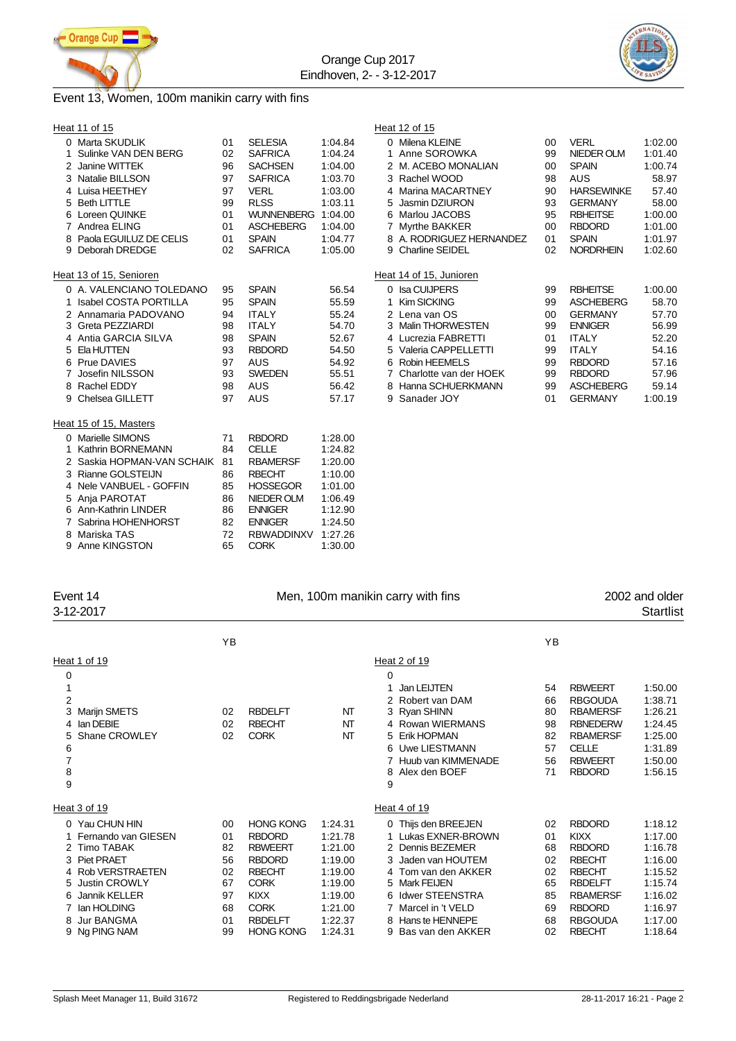# Event 13, Women, 100m manikin carry with fins

### Heat 11 of 15

| Lane | Name | YB | Club | Time |
|---|---|---|---|---|
| 0 | Marta SKUDLIK | 01 | SELESIA | 1:04.84 |
| 1 | Sulinke VAN DEN BERG | 02 | SAFRICA | 1:04.24 |
| 2 | Janine WITTEK | 96 | SACHSEN | 1:04.00 |
| 3 | Natalie BILLSON | 97 | SAFRICA | 1:03.70 |
| 4 | Luisa HEETHEY | 97 | VERL | 1:03.00 |
| 5 | Beth LITTLE | 99 | RLSS | 1:03.11 |
| 6 | Loreen QUINKE | 01 | WUNNENBERG | 1:04.00 |
| 7 | Andrea ELING | 01 | ASCHEBERG | 1:04.00 |
| 8 | Paola EGUILUZ DE CELIS | 01 | SPAIN | 1:04.77 |
| 9 | Deborah DREDGE | 02 | SAFRICA | 1:05.00 |

### Heat 12 of 15

| Lane | Name | YB | Club | Time |
|---|---|---|---|---|
| 0 | Milena KLEINE | 00 | VERL | 1:02.00 |
| 1 | Anne SOROWKA | 99 | NIEDER OLM | 1:01.40 |
| 2 | M. ACEBO MONALIAN | 00 | SPAIN | 1:00.74 |
| 3 | Rachel WOOD | 98 | AUS | 58.97 |
| 4 | Marina MACARTNEY | 90 | HARSEWINKE | 57.40 |
| 5 | Jasmin DZIURON | 93 | GERMANY | 58.00 |
| 6 | Marlou JACOBS | 95 | RBHEITSE | 1:00.00 |
| 7 | Myrthe BAKKER | 00 | RBDORD | 1:01.00 |
| 8 | A. RODRIGUEZ HERNANDEZ | 01 | SPAIN | 1:01.97 |
| 9 | Charline SEIDEL | 02 | NORDRHEIN | 1:02.60 |

### Heat 13 of 15, Senioren

| Lane | Name | YB | Club | Time |
|---|---|---|---|---|
| 0 | A. VALENCIANO TOLEDANO | 95 | SPAIN | 56.54 |
| 1 | Isabel COSTA PORTILLA | 95 | SPAIN | 55.59 |
| 2 | Annamaria PADOVANO | 94 | ITALY | 55.24 |
| 3 | Greta PEZZIARDI | 98 | ITALY | 54.70 |
| 4 | Antia GARCIA SILVA | 98 | SPAIN | 52.67 |
| 5 | Ela HUTTEN | 93 | RBDORD | 54.50 |
| 6 | Prue DAVIES | 97 | AUS | 54.92 |
| 7 | Josefin NILSSON | 93 | SWEDEN | 55.51 |
| 8 | Rachel EDDY | 98 | AUS | 56.42 |
| 9 | Chelsea GILLETT | 97 | AUS | 57.17 |

### Heat 14 of 15, Junioren

| Lane | Name | YB | Club | Time |
|---|---|---|---|---|
| 0 | Isa CUIJPERS | 99 | RBHEITSE | 1:00.00 |
| 1 | Kim SICKING | 99 | ASCHEBERG | 58.70 |
| 2 | Lena van OS | 00 | GERMANY | 57.70 |
| 3 | Malin THORWESTEN | 99 | ENNIGER | 56.99 |
| 4 | Lucrezia FABRETTI | 01 | ITALY | 52.20 |
| 5 | Valeria CAPPELLETTI | 99 | ITALY | 54.16 |
| 6 | Robin HEEMELS | 99 | RBDORD | 57.16 |
| 7 | Charlotte van der HOEK | 99 | RBDORD | 57.96 |
| 8 | Hanna SCHUERKMANN | 99 | ASCHEBERG | 59.14 |
| 9 | Sanader JOY | 01 | GERMANY | 1:00.19 |

### Heat 15 of 15, Masters

| Lane | Name | YB | Club | Time |
|---|---|---|---|---|
| 0 | Marielle SIMONS | 71 | RBDORD | 1:28.00 |
| 1 | Kathrin BORNEMANN | 84 | CELLE | 1:24.82 |
| 2 | Saskia HOPMAN-VAN SCHAIK | 81 | RBAMERSF | 1:20.00 |
| 3 | Rianne GOLSTEIJN | 86 | RBECHT | 1:10.00 |
| 4 | Nele VANBUEL - GOFFIN | 85 | HOSSEGOR | 1:01.00 |
| 5 | Anja PAROTAT | 86 | NIEDER OLM | 1:06.49 |
| 6 | Ann-Kathrin LINDER | 86 | ENNIGER | 1:12.90 |
| 7 | Sabrina HOHENHORST | 82 | ENNIGER | 1:24.50 |
| 8 | Mariska TAS | 72 | RBWADDINXV | 1:27.26 |
| 9 | Anne KINGSTON | 65 | CORK | 1:30.00 |

# Event 14 — Men, 100m manikin carry with fins — 2002 and older

3-12-2017 — Startlist

### Heat 1 of 19

| Lane | Name | YB | Club | Time |
|---|---|---|---|---|
| 0 | | | | |
| 1 | | | | |
| 2 | | | | |
| 3 | Marijn SMETS | 02 | RBDELFT | NT |
| 4 | Ian DEBIE | 02 | RBECHT | NT |
| 5 | Shane CROWLEY | 02 | CORK | NT |
| 6 | | | | |
| 7 | | | | |
| 8 | | | | |
| 9 | | | | |

### Heat 2 of 19

| Lane | Name | YB | Club | Time |
|---|---|---|---|---|
| 0 | | | | |
| 1 | Jan LEIJTEN | 54 | RBWEERT | 1:50.00 |
| 2 | Robert van DAM | 66 | RBGOUDA | 1:38.71 |
| 3 | Ryan SHINN | 80 | RBAMERSF | 1:26.21 |
| 4 | Rowan WIERMANS | 98 | RBNEDERW | 1:24.45 |
| 5 | Erik HOPMAN | 82 | RBAMERSF | 1:25.00 |
| 6 | Uwe LIESTMANN | 57 | CELLE | 1:31.89 |
| 7 | Huub van KIMMENADE | 56 | RBWEERT | 1:50.00 |
| 8 | Alex den BOEF | 71 | RBDORD | 1:56.15 |
| 9 | | | | |

### Heat 3 of 19

| Lane | Name | YB | Club | Time |
|---|---|---|---|---|
| 0 | Yau CHUN HIN | 00 | HONG KONG | 1:24.31 |
| 1 | Fernando van GIESEN | 01 | RBDORD | 1:21.78 |
| 2 | Timo TABAK | 82 | RBWEERT | 1:21.00 |
| 3 | Piet PRAET | 56 | RBDORD | 1:19.00 |
| 4 | Rob VERSTRAETEN | 02 | RBECHT | 1:19.00 |
| 5 | Justin CROWLY | 67 | CORK | 1:19.00 |
| 6 | Jannik KELLER | 97 | KIXX | 1:19.00 |
| 7 | Ian HOLDING | 68 | CORK | 1:21.00 |
| 8 | Jur BANGMA | 01 | RBDELFT | 1:22.37 |
| 9 | Ng PING NAM | 99 | HONG KONG | 1:24.31 |

### Heat 4 of 19

| Lane | Name | YB | Club | Time |
|---|---|---|---|---|
| 0 | Thijs den BREEJEN | 02 | RBDORD | 1:18.12 |
| 1 | Lukas EXNER-BROWN | 01 | KIXX | 1:17.00 |
| 2 | Dennis BEZEMER | 68 | RBDORD | 1:16.78 |
| 3 | Jaden van HOUTEM | 02 | RBECHT | 1:16.00 |
| 4 | Tom van den AKKER | 02 | RBECHT | 1:15.52 |
| 5 | Mark FEIJEN | 65 | RBDELFT | 1:15.74 |
| 6 | Idwer STEENSTRA | 85 | RBAMERSF | 1:16.02 |
| 7 | Marcel in 't VELD | 69 | RBDORD | 1:16.97 |
| 8 | Hans te HENNEPE | 68 | RBGOUDA | 1:17.00 |
| 9 | Bas van den AKKER | 02 | RBECHT | 1:18.64 |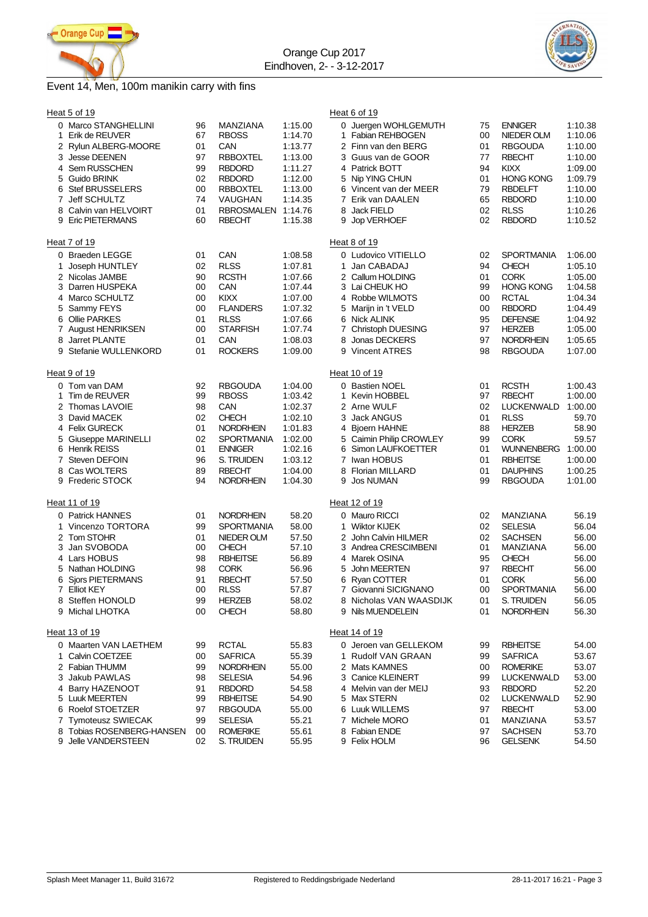Orange Cup 2017
Eindhoven, 2- - 3-12-2017

# Event 14, Men, 100m manikin carry with fins

### Heat 5 of 19

| Lane | Name | Year | Club | Time |
|---|---|---|---|---|
| 0 | Marco STANGHELLINI | 96 | MANZIANA | 1:15.00 |
| 1 | Erik de REUVER | 67 | RBOSS | 1:14.70 |
| 2 | Rylun ALBERG-MOORE | 01 | CAN | 1:13.77 |
| 3 | Jesse DEENEN | 97 | RBBOXTEL | 1:13.00 |
| 4 | Sem RUSSCHEN | 99 | RBDORD | 1:11.27 |
| 5 | Guido BRINK | 02 | RBDORD | 1:12.00 |
| 6 | Stef BRUSSELERS | 00 | RBBOXTEL | 1:13.00 |
| 7 | Jeff SCHULTZ | 74 | VAUGHAN | 1:14.35 |
| 8 | Calvin van HELVOIRT | 01 | RBROSMALEN | 1:14.76 |
| 9 | Eric PIETERMANS | 60 | RBECHT | 1:15.38 |

### Heat 6 of 19

| Lane | Name | Year | Club | Time |
|---|---|---|---|---|
| 0 | Juergen WOHLGEMUTH | 75 | ENNIGER | 1:10.38 |
| 1 | Fabian REHBOGEN | 00 | NIEDER OLM | 1:10.06 |
| 2 | Finn van den BERG | 01 | RBGOUDA | 1:10.00 |
| 3 | Guus van de GOOR | 77 | RBECHT | 1:10.00 |
| 4 | Patrick BOTT | 94 | KIXX | 1:09.00 |
| 5 | Nip YING CHUN | 01 | HONG KONG | 1:09.79 |
| 6 | Vincent van der MEER | 79 | RBDELFT | 1:10.00 |
| 7 | Erik van DAALEN | 65 | RBDORD | 1:10.00 |
| 8 | Jack FIELD | 02 | RLSS | 1:10.26 |
| 9 | Jop VERHOEF | 02 | RBDORD | 1:10.52 |

### Heat 7 of 19

| Lane | Name | Year | Club | Time |
|---|---|---|---|---|
| 0 | Braeden LEGGE | 01 | CAN | 1:08.58 |
| 1 | Joseph HUNTLEY | 02 | RLSS | 1:07.81 |
| 2 | Nicolas JAMBE | 90 | RCSTH | 1:07.66 |
| 3 | Darren HUSPEKA | 00 | CAN | 1:07.44 |
| 4 | Marco SCHULTZ | 00 | KIXX | 1:07.00 |
| 5 | Sammy FEYS | 00 | FLANDERS | 1:07.32 |
| 6 | Ollie PARKES | 01 | RLSS | 1:07.66 |
| 7 | August HENRIKSEN | 00 | STARFISH | 1:07.74 |
| 8 | Jarret PLANTE | 01 | CAN | 1:08.03 |
| 9 | Stefanie WULLENKORD | 01 | ROCKERS | 1:09.00 |

### Heat 8 of 19

| Lane | Name | Year | Club | Time |
|---|---|---|---|---|
| 0 | Ludovico VITIELLO | 02 | SPORTMANIA | 1:06.00 |
| 1 | Jan CABADAJ | 94 | CHECH | 1:05.10 |
| 2 | Callum HOLDING | 01 | CORK | 1:05.00 |
| 3 | Lai CHEUK HO | 99 | HONG KONG | 1:04.58 |
| 4 | Robbe WILMOTS | 00 | RCTAL | 1:04.34 |
| 5 | Marijn in 't VELD | 00 | RBDORD | 1:04.49 |
| 6 | Nick ALINK | 95 | DEFENSIE | 1:04.92 |
| 7 | Christoph DUESING | 97 | HERZEB | 1:05.00 |
| 8 | Jonas DECKERS | 97 | NORDRHEIN | 1:05.65 |
| 9 | Vincent ATRES | 98 | RBGOUDA | 1:07.00 |

### Heat 9 of 19

| Lane | Name | Year | Club | Time |
|---|---|---|---|---|
| 0 | Tom van DAM | 92 | RBGOUDA | 1:04.00 |
| 1 | Tim de REUVER | 99 | RBOSS | 1:03.42 |
| 2 | Thomas LAVOIE | 98 | CAN | 1:02.37 |
| 3 | David MACEK | 02 | CHECH | 1:02.10 |
| 4 | Felix GURECK | 01 | NORDRHEIN | 1:01.83 |
| 5 | Giuseppe MARINELLI | 02 | SPORTMANIA | 1:02.00 |
| 6 | Henrik REISS | 01 | ENNIGER | 1:02.16 |
| 7 | Steven DEFOIN | 96 | S. TRUIDEN | 1:03.12 |
| 8 | Cas WOLTERS | 89 | RBECHT | 1:04.00 |
| 9 | Frederic STOCK | 94 | NORDRHEIN | 1:04.30 |

### Heat 10 of 19

| Lane | Name | Year | Club | Time |
|---|---|---|---|---|
| 0 | Bastien NOEL | 01 | RCSTH | 1:00.43 |
| 1 | Kevin HOBBEL | 97 | RBECHT | 1:00.00 |
| 2 | Arne WULF | 02 | LUCKENWALD | 1:00.00 |
| 3 | Jack ANGUS | 01 | RLSS | 59.70 |
| 4 | Bjoern HAHNE | 88 | HERZEB | 58.90 |
| 5 | Caimin Philip CROWLEY | 99 | CORK | 59.57 |
| 6 | Simon LAUFKOETTER | 01 | WUNNENBERG | 1:00.00 |
| 7 | Iwan HOBUS | 01 | RBHEITSE | 1:00.00 |
| 8 | Florian MILLARD | 01 | DAUPHINS | 1:00.25 |
| 9 | Jos NUMAN | 99 | RBGOUDA | 1:01.00 |

### Heat 11 of 19

| Lane | Name | Year | Club | Time |
|---|---|---|---|---|
| 0 | Patrick HANNES | 01 | NORDRHEIN | 58.20 |
| 1 | Vincenzo TORTORA | 99 | SPORTMANIA | 58.00 |
| 2 | Tom STOHR | 01 | NIEDER OLM | 57.50 |
| 3 | Jan SVOBODA | 00 | CHECH | 57.10 |
| 4 | Lars HOBUS | 98 | RBHEITSE | 56.89 |
| 5 | Nathan HOLDING | 98 | CORK | 56.96 |
| 6 | Sjors PIETERMANS | 91 | RBECHT | 57.50 |
| 7 | Elliot KEY | 00 | RLSS | 57.87 |
| 8 | Steffen HONOLD | 99 | HERZEB | 58.02 |
| 9 | Michal LHOTKA | 00 | CHECH | 58.80 |

### Heat 12 of 19

| Lane | Name | Year | Club | Time |
|---|---|---|---|---|
| 0 | Mauro RICCI | 02 | MANZIANA | 56.19 |
| 1 | Wiktor KIJEK | 02 | SELESIA | 56.04 |
| 2 | John Calvin HILMER | 02 | SACHSEN | 56.00 |
| 3 | Andrea CRESCIMBENI | 01 | MANZIANA | 56.00 |
| 4 | Marek OSINA | 95 | CHECH | 56.00 |
| 5 | John MEERTEN | 97 | RBECHT | 56.00 |
| 6 | Ryan COTTER | 01 | CORK | 56.00 |
| 7 | Giovanni SICIGNANO | 00 | SPORTMANIA | 56.00 |
| 8 | Nicholas VAN WAASDIJK | 01 | S. TRUIDEN | 56.05 |
| 9 | Nils MUENDELEIN | 01 | NORDRHEIN | 56.30 |

### Heat 13 of 19

| Lane | Name | Year | Club | Time |
|---|---|---|---|---|
| 0 | Maarten VAN LAETHEM | 99 | RCTAL | 55.83 |
| 1 | Calvin COETZEE | 00 | SAFRICA | 55.39 |
| 2 | Fabian THUMM | 99 | NORDRHEIN | 55.00 |
| 3 | Jakub PAWLAS | 98 | SELESIA | 54.96 |
| 4 | Barry HAZENOOT | 91 | RBDORD | 54.58 |
| 5 | Luuk MEERTEN | 99 | RBHEITSE | 54.90 |
| 6 | Roelof STOETZER | 97 | RBGOUDA | 55.00 |
| 7 | Tymoteusz SWIECAK | 99 | SELESIA | 55.21 |
| 8 | Tobias ROSENBERG-HANSEN | 00 | ROMERIKE | 55.61 |
| 9 | Jelle VANDERSTEEN | 02 | S. TRUIDEN | 55.95 |

### Heat 14 of 19

| Lane | Name | Year | Club | Time |
|---|---|---|---|---|
| 0 | Jeroen van GELLEKOM | 99 | RBHEITSE | 54.00 |
| 1 | Rudolf VAN GRAAN | 99 | SAFRICA | 53.67 |
| 2 | Mats KAMNES | 00 | ROMERIKE | 53.07 |
| 3 | Canice KLEINERT | 99 | LUCKENWALD | 53.00 |
| 4 | Melvin van der MEIJ | 93 | RBDORD | 52.20 |
| 5 | Max STERN | 02 | LUCKENWALD | 52.90 |
| 6 | Luuk WILLEMS | 97 | RBECHT | 53.00 |
| 7 | Michele MORO | 01 | MANZIANA | 53.57 |
| 8 | Fabian ENDE | 97 | SACHSEN | 53.70 |
| 9 | Felix HOLM | 96 | GELSENK | 54.50 |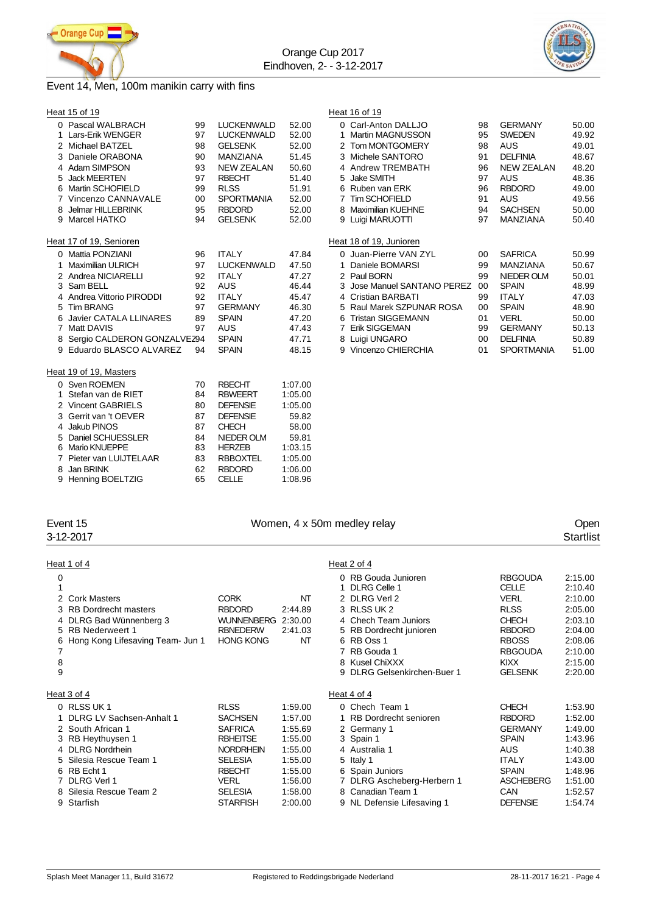## Event 14, Men, 100m manikin carry with fins

### Heat 15 of 19

| Lane | Name | YoB | Club | Time |
|---|---|---|---|---|
| 0 | Pascal WALBRACH | 99 | LUCKENWALD | 52.00 |
| 1 | Lars-Erik WENGER | 97 | LUCKENWALD | 52.00 |
| 2 | Michael BATZEL | 98 | GELSENK | 52.00 |
| 3 | Daniele ORABONA | 90 | MANZIANA | 51.45 |
| 4 | Adam SIMPSON | 93 | NEW ZEALAN | 50.60 |
| 5 | Jack MEERTEN | 97 | RBECHT | 51.40 |
| 6 | Martin SCHOFIELD | 99 | RLSS | 51.91 |
| 7 | Vincenzo CANNAVALE | 00 | SPORTMANIA | 52.00 |
| 8 | Jelmar HILLEBRINK | 95 | RBDORD | 52.00 |
| 9 | Marcel HATKO | 94 | GELSENK | 52.00 |

### Heat 16 of 19

| Lane | Name | YoB | Club | Time |
|---|---|---|---|---|
| 0 | Carl-Anton DALLJO | 98 | GERMANY | 50.00 |
| 1 | Martin MAGNUSSON | 95 | SWEDEN | 49.92 |
| 2 | Tom MONTGOMERY | 98 | AUS | 49.01 |
| 3 | Michele SANTORO | 91 | DELFINIA | 48.67 |
| 4 | Andrew TREMBATH | 96 | NEW ZEALAN | 48.20 |
| 5 | Jake SMITH | 97 | AUS | 48.36 |
| 6 | Ruben van ERK | 96 | RBDORD | 49.00 |
| 7 | Tim SCHOFIELD | 91 | AUS | 49.56 |
| 8 | Maximilian KUEHNE | 94 | SACHSEN | 50.00 |
| 9 | Luigi MARUOTTI | 97 | MANZIANA | 50.40 |

### Heat 17 of 19, Senioren

| Lane | Name | YoB | Club | Time |
|---|---|---|---|---|
| 0 | Mattia PONZIANI | 96 | ITALY | 47.84 |
| 1 | Maximilian ULRICH | 97 | LUCKENWALD | 47.50 |
| 2 | Andrea NICIARELLI | 92 | ITALY | 47.27 |
| 3 | Sam BELL | 92 | AUS | 46.44 |
| 4 | Andrea Vittorio PIRODDI | 92 | ITALY | 45.47 |
| 5 | Tim BRANG | 97 | GERMANY | 46.30 |
| 6 | Javier CATALA LLINARES | 89 | SPAIN | 47.20 |
| 7 | Matt DAVIS | 97 | AUS | 47.43 |
| 8 | Sergio CALDERON GONZALEZ | 94 | SPAIN | 47.71 |
| 9 | Eduardo BLASCO ALVAREZ | 94 | SPAIN | 48.15 |

### Heat 18 of 19, Junioren

| Lane | Name | YoB | Club | Time |
|---|---|---|---|---|
| 0 | Juan-Pierre VAN ZYL | 00 | SAFRICA | 50.99 |
| 1 | Daniele BOMARSI | 99 | MANZIANA | 50.67 |
| 2 | Paul BORN | 99 | NIEDER OLM | 50.01 |
| 3 | Jose Manuel SANTANO PEREZ | 00 | SPAIN | 48.99 |
| 4 | Cristian BARBATI | 99 | ITALY | 47.03 |
| 5 | Raul Marek SZPUNAR ROSA | 00 | SPAIN | 48.90 |
| 6 | Tristan SIGGEMANN | 01 | VERL | 50.00 |
| 7 | Erik SIGGEMAN | 99 | GERMANY | 50.13 |
| 8 | Luigi UNGARO | 00 | DELFINIA | 50.89 |
| 9 | Vincenzo CHIERCHIA | 01 | SPORTMANIA | 51.00 |

### Heat 19 of 19, Masters

| Lane | Name | YoB | Club | Time |
|---|---|---|---|---|
| 0 | Sven ROEMEN | 70 | RBECHT | 1:07.00 |
| 1 | Stefan van de RIET | 84 | RBWEERT | 1:05.00 |
| 2 | Vincent GABRIELS | 80 | DEFENSIE | 1:05.00 |
| 3 | Gerrit van 't OEVER | 87 | DEFENSIE | 59.82 |
| 4 | Jakub PINOS | 87 | CHECH | 58.00 |
| 5 | Daniel SCHUESSLER | 84 | NIEDER OLM | 59.81 |
| 6 | Mario KNUEPPE | 83 | HERZEB | 1:03.15 |
| 7 | Pieter van LUIJTELAAR | 83 | RBBOXTEL | 1:05.00 |
| 8 | Jan BRINK | 62 | RBDORD | 1:06.00 |
| 9 | Henning BOELTZIG | 65 | CELLE | 1:08.96 |

## Event 15 — Women, 4 x 50m medley relay — Open

3-12-2017 — Startlist

### Heat 1 of 4

| Lane | Team | Club | Time |
|---|---|---|---|
| 0 | | | |
| 1 | | | |
| 2 | Cork Masters | CORK | NT |
| 3 | RB Dordrecht masters | RBDORD | 2:44.89 |
| 4 | DLRG Bad Wünnenberg 3 | WUNNENBERG | 2:30.00 |
| 5 | RB Nederweert 1 | RBNEDERW | 2:41.03 |
| 6 | Hong Kong Lifesaving Team- Jun 1 | HONG KONG | NT |
| 7 | | | |
| 8 | | | |
| 9 | | | |

### Heat 2 of 4

| Lane | Team | Club | Time |
|---|---|---|---|
| 0 | RB Gouda Junioren | RBGOUDA | 2:15.00 |
| 1 | DLRG Celle 1 | CELLE | 2:10.40 |
| 2 | DLRG Verl 2 | VERL | 2:10.00 |
| 3 | RLSS UK 2 | RLSS | 2:05.00 |
| 4 | Chech Team Juniors | CHECH | 2:03.10 |
| 5 | RB Dordrecht junioren | RBDORD | 2:04.00 |
| 6 | RB Oss 1 | RBOSS | 2:08.06 |
| 7 | RB Gouda 1 | RBGOUDA | 2:10.00 |
| 8 | Kusel ChiXXX | KIXX | 2:15.00 |
| 9 | DLRG Gelsenkirchen-Buer 1 | GELSENK | 2:20.00 |

### Heat 3 of 4

| Lane | Team | Club | Time |
|---|---|---|---|
| 0 | RLSS UK 1 | RLSS | 1:59.00 |
| 1 | DLRG LV Sachsen-Anhalt 1 | SACHSEN | 1:57.00 |
| 2 | South African 1 | SAFRICA | 1:55.69 |
| 3 | RB Heythuysen 1 | RBHEITSE | 1:55.00 |
| 4 | DLRG Nordrhein | NORDRHEIN | 1:55.00 |
| 5 | Silesia Rescue Team 1 | SELESIA | 1:55.00 |
| 6 | RB Echt 1 | RBECHT | 1:55.00 |
| 7 | DLRG Verl 1 | VERL | 1:56.00 |
| 8 | Silesia Rescue Team 2 | SELESIA | 1:58.00 |
| 9 | Starfish | STARFISH | 2:00.00 |

### Heat 4 of 4

| Lane | Team | Club | Time |
|---|---|---|---|
| 0 | Chech Team 1 | CHECH | 1:53.90 |
| 1 | RB Dordrecht senioren | RBDORD | 1:52.00 |
| 2 | Germany 1 | GERMANY | 1:49.00 |
| 3 | Spain 1 | SPAIN | 1:43.96 |
| 4 | Australia 1 | AUS | 1:40.38 |
| 5 | Italy 1 | ITALY | 1:43.00 |
| 6 | Spain Juniors | SPAIN | 1:48.96 |
| 7 | DLRG Ascheberg-Herbern 1 | ASCHEBERG | 1:51.00 |
| 8 | Canadian Team 1 | CAN | 1:52.57 |
| 9 | NL Defensie Lifesaving 1 | DEFENSIE | 1:54.74 |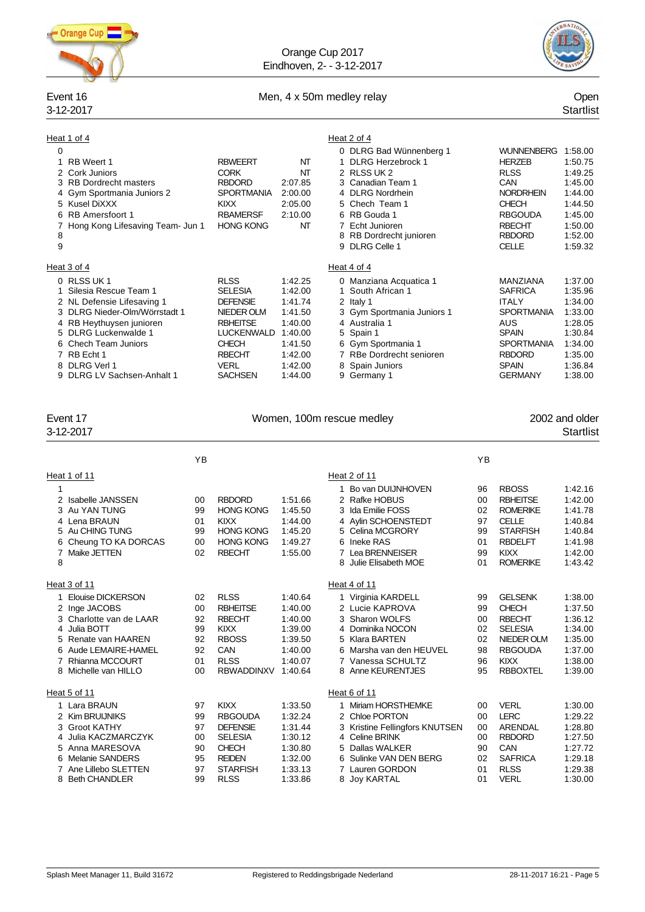Orange Cup 2017
Eindhoven, 2- - 3-12-2017

## Event 16 — Men, 4 x 50m medley relay — Open

3-12-2017 — Startlist

### Heat 1 of 4

| Lane | Team | Club | Time |
|---|---|---|---|
| 0 | | | |
| 1 | RB Weert 1 | RBWEERT | NT |
| 2 | Cork Juniors | CORK | NT |
| 3 | RB Dordrecht masters | RBDORD | 2:07.85 |
| 4 | Gym Sportmania Juniors 2 | SPORTMANIA | 2:00.00 |
| 5 | Kusel DiXXX | KIXX | 2:05.00 |
| 6 | RB Amersfoort 1 | RBAMERSF | 2:10.00 |
| 7 | Hong Kong Lifesaving Team- Jun 1 | HONG KONG | NT |
| 8 | | | |
| 9 | | | |

### Heat 2 of 4

| Lane | Team | Club | Time |
|---|---|---|---|
| 0 | DLRG Bad Wünnenberg 1 | WUNNENBERG | 1:58.00 |
| 1 | DLRG Herzebrock 1 | HERZEB | 1:50.75 |
| 2 | RLSS UK 2 | RLSS | 1:49.25 |
| 3 | Canadian Team 1 | CAN | 1:45.00 |
| 4 | DLRG Nordrhein | NORDRHEIN | 1:44.00 |
| 5 | Chech Team 1 | CHECH | 1:44.50 |
| 6 | RB Gouda 1 | RBGOUDA | 1:45.00 |
| 7 | Echt Junioren | RBECHT | 1:50.00 |
| 8 | RB Dordrecht junioren | RBDORD | 1:52.00 |
| 9 | DLRG Celle 1 | CELLE | 1:59.32 |

### Heat 3 of 4

| Lane | Team | Club | Time |
|---|---|---|---|
| 0 | RLSS UK 1 | RLSS | 1:42.25 |
| 1 | Silesia Rescue Team 1 | SELESIA | 1:42.00 |
| 2 | NL Defensie Lifesaving 1 | DEFENSIE | 1:41.74 |
| 3 | DLRG Nieder-Olm/Wörrstadt 1 | NIEDER OLM | 1:41.50 |
| 4 | RB Heythuysen junioren | RBHEITSE | 1:40.00 |
| 5 | DLRG Luckenwalde 1 | LUCKENWALD | 1:40.00 |
| 6 | Chech Team Juniors | CHECH | 1:41.50 |
| 7 | RB Echt 1 | RBECHT | 1:42.00 |
| 8 | DLRG Verl 1 | VERL | 1:42.00 |
| 9 | DLRG LV Sachsen-Anhalt 1 | SACHSEN | 1:44.00 |

### Heat 4 of 4

| Lane | Team | Club | Time |
|---|---|---|---|
| 0 | Manziana Acquatica 1 | MANZIANA | 1:37.00 |
| 1 | South African 1 | SAFRICA | 1:35.96 |
| 2 | Italy 1 | ITALY | 1:34.00 |
| 3 | Gym Sportmania Juniors 1 | SPORTMANIA | 1:33.00 |
| 4 | Australia 1 | AUS | 1:28.05 |
| 5 | Spain 1 | SPAIN | 1:30.84 |
| 6 | Gym Sportmania 1 | SPORTMANIA | 1:34.00 |
| 7 | RBe Dordrecht senioren | RBDORD | 1:35.00 |
| 8 | Spain Juniors | SPAIN | 1:36.84 |
| 9 | Germany 1 | GERMANY | 1:38.00 |

## Event 17 — Women, 100m rescue medley — 2002 and older

3-12-2017 — Startlist

### Heat 1 of 11

| Lane | Name | YB | Club | Time |
|---|---|---|---|---|
| 1 | | | | |
| 2 | Isabelle JANSSEN | 00 | RBDORD | 1:51.66 |
| 3 | Au YAN TUNG | 99 | HONG KONG | 1:45.50 |
| 4 | Lena BRAUN | 01 | KIXX | 1:44.00 |
| 5 | Au CHING TUNG | 99 | HONG KONG | 1:45.20 |
| 6 | Cheung TO KA DORCAS | 00 | HONG KONG | 1:49.27 |
| 7 | Maike JETTEN | 02 | RBECHT | 1:55.00 |
| 8 | | | | |

### Heat 2 of 11

| Lane | Name | YB | Club | Time |
|---|---|---|---|---|
| 1 | Bo van DUIJNHOVEN | 96 | RBOSS | 1:42.16 |
| 2 | Rafke HOBUS | 00 | RBHEITSE | 1:42.00 |
| 3 | Ida Emilie FOSS | 02 | ROMERIKE | 1:41.78 |
| 4 | Aylin SCHOENSTEDT | 97 | CELLE | 1:40.84 |
| 5 | Celina MCGRORY | 99 | STARFISH | 1:40.84 |
| 6 | Ineke RAS | 01 | RBDELFT | 1:41.98 |
| 7 | Lea BRENNEISER | 99 | KIXX | 1:42.00 |
| 8 | Julie Elisabeth MOE | 01 | ROMERIKE | 1:43.42 |

### Heat 3 of 11

| Lane | Name | YB | Club | Time |
|---|---|---|---|---|
| 1 | Elouise DICKERSON | 02 | RLSS | 1:40.64 |
| 2 | Inge JACOBS | 00 | RBHEITSE | 1:40.00 |
| 3 | Charlotte van de LAAR | 92 | RBECHT | 1:40.00 |
| 4 | Julia BOTT | 99 | KIXX | 1:39.00 |
| 5 | Renate van HAAREN | 92 | RBOSS | 1:39.50 |
| 6 | Aude LEMAIRE-HAMEL | 92 | CAN | 1:40.00 |
| 7 | Rhianna MCCOURT | 01 | RLSS | 1:40.07 |
| 8 | Michelle van HILLO | 00 | RBWADDINXV | 1:40.64 |

### Heat 4 of 11

| Lane | Name | YB | Club | Time |
|---|---|---|---|---|
| 1 | Virginia KARDELL | 99 | GELSENK | 1:38.00 |
| 2 | Lucie KAPROVA | 99 | CHECH | 1:37.50 |
| 3 | Sharon WOLFS | 00 | RBECHT | 1:36.12 |
| 4 | Dominika NOCON | 02 | SELESIA | 1:34.00 |
| 5 | Klara BARTEN | 02 | NIEDER OLM | 1:35.00 |
| 6 | Marsha van den HEUVEL | 98 | RBGOUDA | 1:37.00 |
| 7 | Vanessa SCHULTZ | 96 | KIXX | 1:38.00 |
| 8 | Anne KEURENTJES | 95 | RBBOXTEL | 1:39.00 |

### Heat 5 of 11

| Lane | Name | YB | Club | Time |
|---|---|---|---|---|
| 1 | Lara BRAUN | 97 | KIXX | 1:33.50 |
| 2 | Kim BRUIJNIKS | 99 | RBGOUDA | 1:32.24 |
| 3 | Groot KATHY | 97 | DEFENSIE | 1:31.44 |
| 4 | Julia KACZMARCZYK | 00 | SELESIA | 1:30.12 |
| 5 | Anna MARESOVA | 90 | CHECH | 1:30.80 |
| 6 | Melanie SANDERS | 95 | REIDEN | 1:32.00 |
| 7 | Ane Lillebo SLETTEN | 97 | STARFISH | 1:33.13 |
| 8 | Beth CHANDLER | 99 | RLSS | 1:33.86 |

### Heat 6 of 11

| Lane | Name | YB | Club | Time |
|---|---|---|---|---|
| 1 | Miriam HORSTHEMKE | 00 | VERL | 1:30.00 |
| 2 | Chloe PORTON | 00 | LERC | 1:29.22 |
| 3 | Kristine Fellingfors KNUTSEN | 00 | ARENDAL | 1:28.80 |
| 4 | Celine BRINK | 00 | RBDORD | 1:27.50 |
| 5 | Dallas WALKER | 90 | CAN | 1:27.72 |
| 6 | Sulinke VAN DEN BERG | 02 | SAFRICA | 1:29.18 |
| 7 | Lauren GORDON | 01 | RLSS | 1:29.38 |
| 8 | Joy KARTAL | 01 | VERL | 1:30.00 |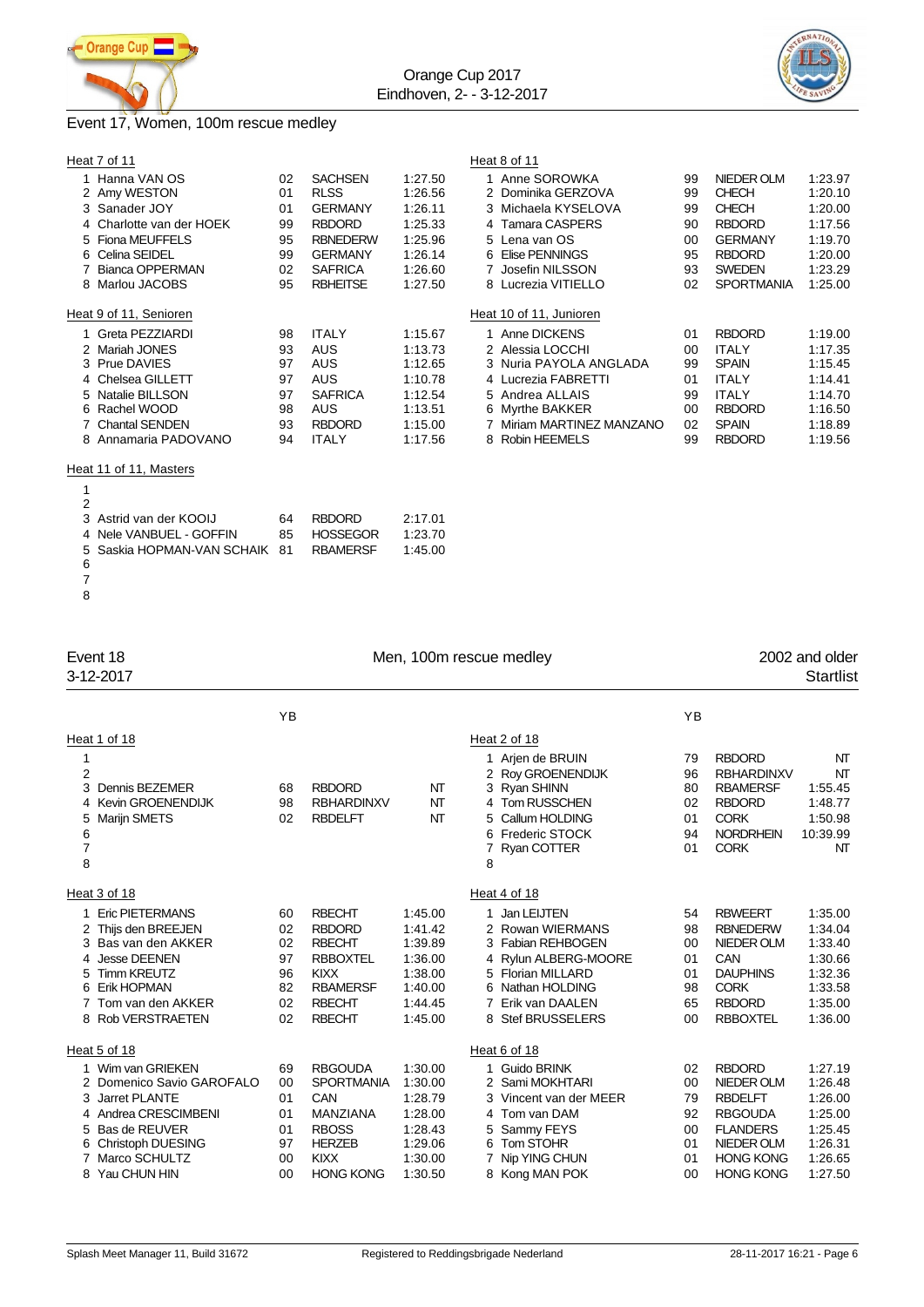## Event 17, Women, 100m rescue medley

**Heat 7 of 11**

| Lane | Name | YB | Club | Time |
|---|---|---|---|---|
| 1 | Hanna VAN OS | 02 | SACHSEN | 1:27.50 |
| 2 | Amy WESTON | 01 | RLSS | 1:26.56 |
| 3 | Sanader JOY | 01 | GERMANY | 1:26.11 |
| 4 | Charlotte van der HOEK | 99 | RBDORD | 1:25.33 |
| 5 | Fiona MEUFFELS | 95 | RBNEDERW | 1:25.96 |
| 6 | Celina SEIDEL | 99 | GERMANY | 1:26.14 |
| 7 | Bianca OPPERMAN | 02 | SAFRICA | 1:26.60 |
| 8 | Marlou JACOBS | 95 | RBHEITSE | 1:27.50 |

**Heat 8 of 11**

| Lane | Name | YB | Club | Time |
|---|---|---|---|---|
| 1 | Anne SOROWKA | 99 | NIEDER OLM | 1:23.97 |
| 2 | Dominika GERZOVA | 99 | CHECH | 1:20.10 |
| 3 | Michaela KYSELOVA | 99 | CHECH | 1:20.00 |
| 4 | Tamara CASPERS | 90 | RBDORD | 1:17.56 |
| 5 | Lena van OS | 00 | GERMANY | 1:19.70 |
| 6 | Elise PENNINGS | 95 | RBDORD | 1:20.00 |
| 7 | Josefin NILSSON | 93 | SWEDEN | 1:23.29 |
| 8 | Lucrezia VITIELLO | 02 | SPORTMANIA | 1:25.00 |

**Heat 9 of 11, Senioren**

| Lane | Name | YB | Club | Time |
|---|---|---|---|---|
| 1 | Greta PEZZIARDI | 98 | ITALY | 1:15.67 |
| 2 | Mariah JONES | 93 | AUS | 1:13.73 |
| 3 | Prue DAVIES | 97 | AUS | 1:12.65 |
| 4 | Chelsea GILLETT | 97 | AUS | 1:10.78 |
| 5 | Natalie BILLSON | 97 | SAFRICA | 1:12.54 |
| 6 | Rachel WOOD | 98 | AUS | 1:13.51 |
| 7 | Chantal SENDEN | 93 | RBDORD | 1:15.00 |
| 8 | Annamaria PADOVANO | 94 | ITALY | 1:17.56 |

**Heat 10 of 11, Junioren**

| Lane | Name | YB | Club | Time |
|---|---|---|---|---|
| 1 | Anne DICKENS | 01 | RBDORD | 1:19.00 |
| 2 | Alessia LOCCHI | 00 | ITALY | 1:17.35 |
| 3 | Nuria PAYOLA ANGLADA | 99 | SPAIN | 1:15.45 |
| 4 | Lucrezia FABRETTI | 01 | ITALY | 1:14.41 |
| 5 | Andrea ALLAIS | 99 | ITALY | 1:14.70 |
| 6 | Myrthe BAKKER | 00 | RBDORD | 1:16.50 |
| 7 | Miriam MARTINEZ MANZANO | 02 | SPAIN | 1:18.89 |
| 8 | Robin HEEMELS | 99 | RBDORD | 1:19.56 |

**Heat 11 of 11, Masters**

| Lane | Name | YB | Club | Time |
|---|---|---|---|---|
| 1 | | | | |
| 2 | | | | |
| 3 | Astrid van der KOOIJ | 64 | RBDORD | 2:17.01 |
| 4 | Nele VANBUEL - GOFFIN | 85 | HOSSEGOR | 1:23.70 |
| 5 | Saskia HOPMAN-VAN SCHAIK | 81 | RBAMERSF | 1:45.00 |
| 6 | | | | |
| 7 | | | | |
| 8 | | | | |

## Event 18 — Men, 100m rescue medley — 2002 and older

3-12-2017 — Startlist

**Heat 1 of 18**

| Lane | Name | YB | Club | Time |
|---|---|---|---|---|
| 1 | | | | |
| 2 | | | | |
| 3 | Dennis BEZEMER | 68 | RBDORD | NT |
| 4 | Kevin GROENENDIJK | 98 | RBHARDINXV | NT |
| 5 | Marijn SMETS | 02 | RBDELFT | NT |
| 6 | | | | |
| 7 | | | | |
| 8 | | | | |

**Heat 2 of 18**

| Lane | Name | YB | Club | Time |
|---|---|---|---|---|
| 1 | Arjen de BRUIN | 79 | RBDORD | NT |
| 2 | Roy GROENENDIJK | 96 | RBHARDINXV | NT |
| 3 | Ryan SHINN | 80 | RBAMERSF | 1:55.45 |
| 4 | Tom RUSSCHEN | 02 | RBDORD | 1:48.77 |
| 5 | Callum HOLDING | 01 | CORK | 1:50.98 |
| 6 | Frederic STOCK | 94 | NORDRHEIN | 10:39.99 |
| 7 | Ryan COTTER | 01 | CORK | NT |
| 8 | | | | |

**Heat 3 of 18**

| Lane | Name | YB | Club | Time |
|---|---|---|---|---|
| 1 | Eric PIETERMANS | 60 | RBECHT | 1:45.00 |
| 2 | Thijs den BREEJEN | 02 | RBDORD | 1:41.42 |
| 3 | Bas van den AKKER | 02 | RBECHT | 1:39.89 |
| 4 | Jesse DEENEN | 97 | RBBOXTEL | 1:36.00 |
| 5 | Timm KREUTZ | 96 | KIXX | 1:38.00 |
| 6 | Erik HOPMAN | 82 | RBAMERSF | 1:40.00 |
| 7 | Tom van den AKKER | 02 | RBECHT | 1:44.45 |
| 8 | Rob VERSTRAETEN | 02 | RBECHT | 1:45.00 |

**Heat 4 of 18**

| Lane | Name | YB | Club | Time |
|---|---|---|---|---|
| 1 | Jan LEIJTEN | 54 | RBWEERT | 1:35.00 |
| 2 | Rowan WIERMANS | 98 | RBNEDERW | 1:34.04 |
| 3 | Fabian REHBOGEN | 00 | NIEDER OLM | 1:33.40 |
| 4 | Rylun ALBERG-MOORE | 01 | CAN | 1:30.66 |
| 5 | Florian MILLARD | 01 | DAUPHINS | 1:32.36 |
| 6 | Nathan HOLDING | 98 | CORK | 1:33.58 |
| 7 | Erik van DAALEN | 65 | RBDORD | 1:35.00 |
| 8 | Stef BRUSSELERS | 00 | RBBOXTEL | 1:36.00 |

**Heat 5 of 18**

| Lane | Name | YB | Club | Time |
|---|---|---|---|---|
| 1 | Wim van GRIEKEN | 69 | RBGOUDA | 1:30.00 |
| 2 | Domenico Savio GAROFALO | 00 | SPORTMANIA | 1:30.00 |
| 3 | Jarret PLANTE | 01 | CAN | 1:28.79 |
| 4 | Andrea CRESCIMBENI | 01 | MANZIANA | 1:28.00 |
| 5 | Bas de REUVER | 01 | RBOSS | 1:28.43 |
| 6 | Christoph DUESING | 97 | HERZEB | 1:29.06 |
| 7 | Marco SCHULTZ | 00 | KIXX | 1:30.00 |
| 8 | Yau CHUN HIN | 00 | HONG KONG | 1:30.50 |

**Heat 6 of 18**

| Lane | Name | YB | Club | Time |
|---|---|---|---|---|
| 1 | Guido BRINK | 02 | RBDORD | 1:27.19 |
| 2 | Sami MOKHTARI | 00 | NIEDER OLM | 1:26.48 |
| 3 | Vincent van der MEER | 79 | RBDELFT | 1:26.00 |
| 4 | Tom van DAM | 92 | RBGOUDA | 1:25.00 |
| 5 | Sammy FEYS | 00 | FLANDERS | 1:25.45 |
| 6 | Tom STOHR | 01 | NIEDER OLM | 1:26.31 |
| 7 | Nip YING CHUN | 01 | HONG KONG | 1:26.65 |
| 8 | Kong MAN POK | 00 | HONG KONG | 1:27.50 |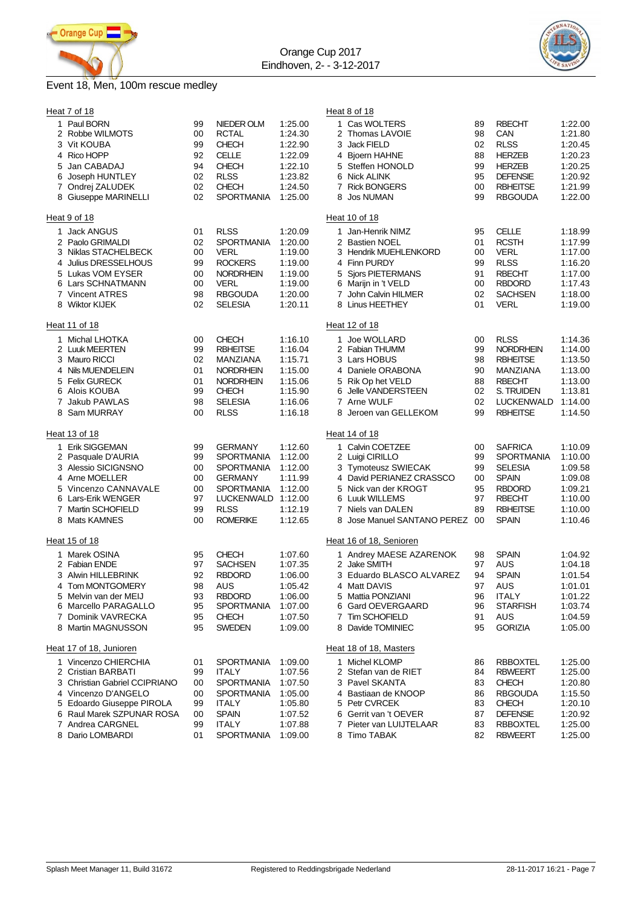Orange Cup 2017
Eindhoven, 2- - 3-12-2017

## Event 18, Men, 100m rescue medley

### Heat 7 of 18

| Lane | Name | YB | Club | Time |
|---|---|---|---|---|
| 1 | Paul BORN | 99 | NIEDER OLM | 1:25.00 |
| 2 | Robbe WILMOTS | 00 | RCTAL | 1:24.30 |
| 3 | Vit KOUBA | 99 | CHECH | 1:22.90 |
| 4 | Rico HOPP | 92 | CELLE | 1:22.09 |
| 5 | Jan CABADAJ | 94 | CHECH | 1:22.10 |
| 6 | Joseph HUNTLEY | 02 | RLSS | 1:23.82 |
| 7 | Ondrej ZALUDEK | 02 | CHECH | 1:24.50 |
| 8 | Giuseppe MARINELLI | 02 | SPORTMANIA | 1:25.00 |

### Heat 8 of 18

| Lane | Name | YB | Club | Time |
|---|---|---|---|---|
| 1 | Cas WOLTERS | 89 | RBECHT | 1:22.00 |
| 2 | Thomas LAVOIE | 98 | CAN | 1:21.80 |
| 3 | Jack FIELD | 02 | RLSS | 1:20.45 |
| 4 | Bjoern HAHNE | 88 | HERZEB | 1:20.23 |
| 5 | Steffen HONOLD | 99 | HERZEB | 1:20.25 |
| 6 | Nick ALINK | 95 | DEFENSIE | 1:20.92 |
| 7 | Rick BONGERS | 00 | RBHEITSE | 1:21.99 |
| 8 | Jos NUMAN | 99 | RBGOUDA | 1:22.00 |

### Heat 9 of 18

| Lane | Name | YB | Club | Time |
|---|---|---|---|---|
| 1 | Jack ANGUS | 01 | RLSS | 1:20.09 |
| 2 | Paolo GRIMALDI | 02 | SPORTMANIA | 1:20.00 |
| 3 | Niklas STACHELBECK | 00 | VERL | 1:19.00 |
| 4 | Julius DRESSELHOUS | 99 | ROCKERS | 1:19.00 |
| 5 | Lukas VOM EYSER | 00 | NORDRHEIN | 1:19.00 |
| 6 | Lars SCHNATMANN | 00 | VERL | 1:19.00 |
| 7 | Vincent ATRES | 98 | RBGOUDA | 1:20.00 |
| 8 | Wiktor KIJEK | 02 | SELESIA | 1:20.11 |

### Heat 10 of 18

| Lane | Name | YB | Club | Time |
|---|---|---|---|---|
| 1 | Jan-Henrik NIMZ | 95 | CELLE | 1:18.99 |
| 2 | Bastien NOEL | 01 | RCSTH | 1:17.99 |
| 3 | Hendrik MUEHLENKORD | 00 | VERL | 1:17.00 |
| 4 | Finn PURDY | 99 | RLSS | 1:16.20 |
| 5 | Sjors PIETERMANS | 91 | RBECHT | 1:17.00 |
| 6 | Marijn in 't VELD | 00 | RBDORD | 1:17.43 |
| 7 | John Calvin HILMER | 02 | SACHSEN | 1:18.00 |
| 8 | Linus HEETHEY | 01 | VERL | 1:19.00 |

### Heat 11 of 18

| Lane | Name | YB | Club | Time |
|---|---|---|---|---|
| 1 | Michal LHOTKA | 00 | CHECH | 1:16.10 |
| 2 | Luuk MEERTEN | 99 | RBHEITSE | 1:16.04 |
| 3 | Mauro RICCI | 02 | MANZIANA | 1:15.71 |
| 4 | Nils MUENDELEIN | 01 | NORDRHEIN | 1:15.00 |
| 5 | Felix GURECK | 01 | NORDRHEIN | 1:15.06 |
| 6 | Alois KOUBA | 99 | CHECH | 1:15.90 |
| 7 | Jakub PAWLAS | 98 | SELESIA | 1:16.06 |
| 8 | Sam MURRAY | 00 | RLSS | 1:16.18 |

### Heat 12 of 18

| Lane | Name | YB | Club | Time |
|---|---|---|---|---|
| 1 | Joe WOLLARD | 00 | RLSS | 1:14.36 |
| 2 | Fabian THUMM | 99 | NORDRHEIN | 1:14.00 |
| 3 | Lars HOBUS | 98 | RBHEITSE | 1:13.50 |
| 4 | Daniele ORABONA | 90 | MANZIANA | 1:13.00 |
| 5 | Rik Op het VELD | 88 | RBECHT | 1:13.00 |
| 6 | Jelle VANDERSTEEN | 02 | S. TRUIDEN | 1:13.81 |
| 7 | Arne WULF | 02 | LUCKENWALD | 1:14.00 |
| 8 | Jeroen van GELLEKOM | 99 | RBHEITSE | 1:14.50 |

### Heat 13 of 18

| Lane | Name | YB | Club | Time |
|---|---|---|---|---|
| 1 | Erik SIGGEMAN | 99 | GERMANY | 1:12.60 |
| 2 | Pasquale D'AURIA | 99 | SPORTMANIA | 1:12.00 |
| 3 | Alessio SICIGNSNO | 00 | SPORTMANIA | 1:12.00 |
| 4 | Arne MOELLER | 00 | GERMANY | 1:11.99 |
| 5 | Vincenzo CANNAVALE | 00 | SPORTMANIA | 1:12.00 |
| 6 | Lars-Erik WENGER | 97 | LUCKENWALD | 1:12.00 |
| 7 | Martin SCHOFIELD | 99 | RLSS | 1:12.19 |
| 8 | Mats KAMNES | 00 | ROMERIKE | 1:12.65 |

### Heat 14 of 18

| Lane | Name | YB | Club | Time |
|---|---|---|---|---|
| 1 | Calvin COETZEE | 00 | SAFRICA | 1:10.09 |
| 2 | Luigi CIRILLO | 99 | SPORTMANIA | 1:10.00 |
| 3 | Tymoteusz SWIECAK | 99 | SELESIA | 1:09.58 |
| 4 | David PERIANEZ CRASSCO | 00 | SPAIN | 1:09.08 |
| 5 | Nick van der KROGT | 95 | RBDORD | 1:09.21 |
| 6 | Luuk WILLEMS | 97 | RBECHT | 1:10.00 |
| 7 | Niels van DALEN | 89 | RBHEITSE | 1:10.00 |
| 8 | Jose Manuel SANTANO PEREZ | 00 | SPAIN | 1:10.46 |

### Heat 15 of 18

| Lane | Name | YB | Club | Time |
|---|---|---|---|---|
| 1 | Marek OSINA | 95 | CHECH | 1:07.60 |
| 2 | Fabian ENDE | 97 | SACHSEN | 1:07.35 |
| 3 | Alwin HILLEBRINK | 92 | RBDORD | 1:06.00 |
| 4 | Tom MONTGOMERY | 98 | AUS | 1:05.42 |
| 5 | Melvin van der MEIJ | 93 | RBDORD | 1:06.00 |
| 6 | Marcello PARAGALLO | 95 | SPORTMANIA | 1:07.00 |
| 7 | Dominik VAVRECKA | 95 | CHECH | 1:07.50 |
| 8 | Martin MAGNUSSON | 95 | SWEDEN | 1:09.00 |

### Heat 16 of 18, Senioren

| Lane | Name | YB | Club | Time |
|---|---|---|---|---|
| 1 | Andrey MAESE AZARENOK | 98 | SPAIN | 1:04.92 |
| 2 | Jake SMITH | 97 | AUS | 1:04.18 |
| 3 | Eduardo BLASCO ALVAREZ | 94 | SPAIN | 1:01.54 |
| 4 | Matt DAVIS | 97 | AUS | 1:01.01 |
| 5 | Mattia PONZIANI | 96 | ITALY | 1:01.22 |
| 6 | Gard OEVERGAARD | 96 | STARFISH | 1:03.74 |
| 7 | Tim SCHOFIELD | 91 | AUS | 1:04.59 |
| 8 | Davide TOMINIEC | 95 | GORIZIA | 1:05.00 |

### Heat 17 of 18, Junioren

| Lane | Name | YB | Club | Time |
|---|---|---|---|---|
| 1 | Vincenzo CHIERCHIA | 01 | SPORTMANIA | 1:09.00 |
| 2 | Cristian BARBATI | 99 | ITALY | 1:07.56 |
| 3 | Christian Gabriel CCIPRIANO | 00 | SPORTMANIA | 1:07.50 |
| 4 | Vincenzo D'ANGELO | 00 | SPORTMANIA | 1:05.00 |
| 5 | Edoardo Giuseppe PIROLA | 99 | ITALY | 1:05.80 |
| 6 | Raul Marek SZPUNAR ROSA | 00 | SPAIN | 1:07.52 |
| 7 | Andrea CARGNEL | 99 | ITALY | 1:07.88 |
| 8 | Dario LOMBARDI | 01 | SPORTMANIA | 1:09.00 |

### Heat 18 of 18, Masters

| Lane | Name | YB | Club | Time |
|---|---|---|---|---|
| 1 | Michel KLOMP | 86 | RBBOXTEL | 1:25.00 |
| 2 | Stefan van de RIET | 84 | RBWEERT | 1:25.00 |
| 3 | Pavel SKANTA | 83 | CHECH | 1:20.80 |
| 4 | Bastiaan de KNOOP | 86 | RBGOUDA | 1:15.50 |
| 5 | Petr CVRCEK | 83 | CHECH | 1:20.10 |
| 6 | Gerrit van 't OEVER | 87 | DEFENSIE | 1:20.92 |
| 7 | Pieter van LUIJTELAAR | 83 | RBBOXTEL | 1:25.00 |
| 8 | Timo TABAK | 82 | RBWEERT | 1:25.00 |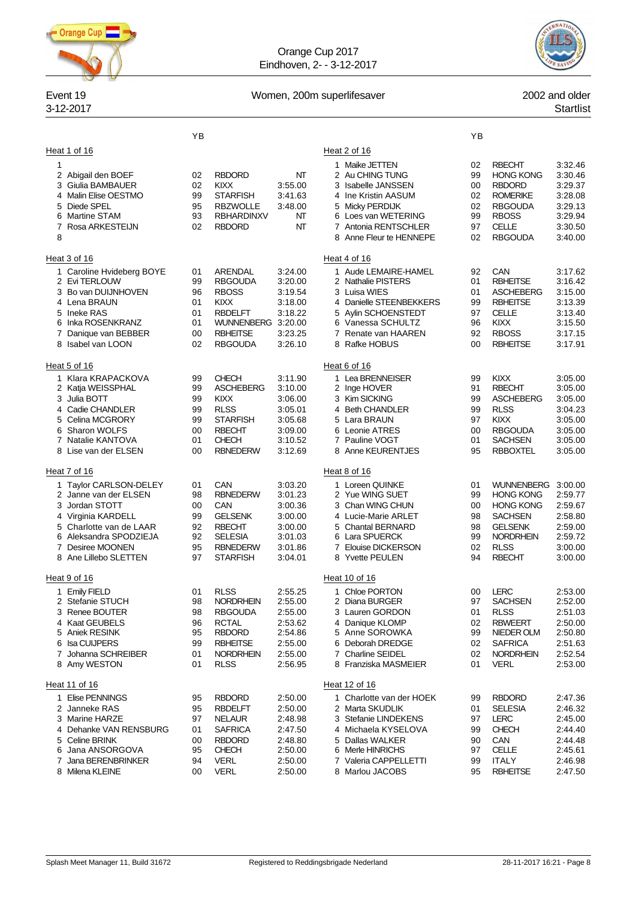Orange Cup 2017
Eindhoven, 2- - 3-12-2017

Event 19 — Women, 200m superlifesaver — 2002 and older

3-12-2017 — Startlist

### Heat 1 of 16

| | Name | YB | Club | Time |
|---|---|---|---|---|
| 1 | | | | |
| 2 | Abigail den BOEF | 02 | RBDORD | NT |
| 3 | Giulia BAMBAUER | 02 | KIXX | 3:55.00 |
| 4 | Malin Elise OESTMO | 99 | STARFISH | 3:41.63 |
| 5 | Diede SPEL | 95 | RBZWOLLE | 3:48.00 |
| 6 | Martine STAM | 93 | RBHARDINXV | NT |
| 7 | Rosa ARKESTEIJN | 02 | RBDORD | NT |
| 8 | | | | |

### Heat 2 of 16

| | Name | YB | Club | Time |
|---|---|---|---|---|
| 1 | Maike JETTEN | 02 | RBECHT | 3:32.46 |
| 2 | Au CHING TUNG | 99 | HONG KONG | 3:30.46 |
| 3 | Isabelle JANSSEN | 00 | RBDORD | 3:29.37 |
| 4 | Ine Kristin AASUM | 02 | ROMERIKE | 3:28.08 |
| 5 | Micky PERDIJK | 02 | RBGOUDA | 3:29.13 |
| 6 | Loes van WETERING | 99 | RBOSS | 3:29.94 |
| 7 | Antonia RENTSCHLER | 97 | CELLE | 3:30.50 |
| 8 | Anne Fleur te HENNEPE | 02 | RBGOUDA | 3:40.00 |

### Heat 3 of 16

| | Name | YB | Club | Time |
|---|---|---|---|---|
| 1 | Caroline Hvideberg BOYE | 01 | ARENDAL | 3:24.00 |
| 2 | Evi TERLOUW | 99 | RBGOUDA | 3:20.00 |
| 3 | Bo van DUIJNHOVEN | 96 | RBOSS | 3:19.54 |
| 4 | Lena BRAUN | 01 | KIXX | 3:18.00 |
| 5 | Ineke RAS | 01 | RBDELFT | 3:18.22 |
| 6 | Inka ROSENKRANZ | 01 | WUNNENBERG | 3:20.00 |
| 7 | Danique van BEBBER | 00 | RBHEITSE | 3:23.25 |
| 8 | Isabel van LOON | 02 | RBGOUDA | 3:26.10 |

### Heat 4 of 16

| | Name | YB | Club | Time |
|---|---|---|---|---|
| 1 | Aude LEMAIRE-HAMEL | 92 | CAN | 3:17.62 |
| 2 | Nathalie PISTERS | 01 | RBHEITSE | 3:16.42 |
| 3 | Luisa WIES | 01 | ASCHEBERG | 3:15.00 |
| 4 | Danielle STEENBEKKERS | 99 | RBHEITSE | 3:13.39 |
| 5 | Aylin SCHOENSTEDT | 97 | CELLE | 3:13.40 |
| 6 | Vanessa SCHULTZ | 96 | KIXX | 3:15.50 |
| 7 | Renate van HAAREN | 92 | RBOSS | 3:17.15 |
| 8 | Rafke HOBUS | 00 | RBHEITSE | 3:17.91 |

### Heat 5 of 16

| | Name | YB | Club | Time |
|---|---|---|---|---|
| 1 | Klara KRAPACKOVA | 99 | CHECH | 3:11.90 |
| 2 | Katja WEISSPHAL | 99 | ASCHEBERG | 3:10.00 |
| 3 | Julia BOTT | 99 | KIXX | 3:06.00 |
| 4 | Cadie CHANDLER | 99 | RLSS | 3:05.01 |
| 5 | Celina MCGRORY | 99 | STARFISH | 3:05.68 |
| 6 | Sharon WOLFS | 00 | RBECHT | 3:09.00 |
| 7 | Natalie KANTOVA | 01 | CHECH | 3:10.52 |
| 8 | Lise van der ELSEN | 00 | RBNEDERW | 3:12.69 |

### Heat 6 of 16

| | Name | YB | Club | Time |
|---|---|---|---|---|
| 1 | Lea BRENNEISER | 99 | KIXX | 3:05.00 |
| 2 | Inge HOVER | 91 | RBECHT | 3:05.00 |
| 3 | Kim SICKING | 99 | ASCHEBERG | 3:05.00 |
| 4 | Beth CHANDLER | 99 | RLSS | 3:04.23 |
| 5 | Lara BRAUN | 97 | KIXX | 3:05.00 |
| 6 | Leonie ATRES | 00 | RBGOUDA | 3:05.00 |
| 7 | Pauline VOGT | 01 | SACHSEN | 3:05.00 |
| 8 | Anne KEURENTJES | 95 | RBBOXTEL | 3:05.00 |

### Heat 7 of 16

| | Name | YB | Club | Time |
|---|---|---|---|---|
| 1 | Taylor CARLSON-DELEY | 01 | CAN | 3:03.20 |
| 2 | Janne van der ELSEN | 98 | RBNEDERW | 3:01.23 |
| 3 | Jordan STOTT | 00 | CAN | 3:00.36 |
| 4 | Virginia KARDELL | 99 | GELSENK | 3:00.00 |
| 5 | Charlotte van de LAAR | 92 | RBECHT | 3:00.00 |
| 6 | Aleksandra SPODZIEJA | 92 | SELESIA | 3:01.03 |
| 7 | Desiree MOONEN | 95 | RBNEDERW | 3:01.86 |
| 8 | Ane Lillebo SLETTEN | 97 | STARFISH | 3:04.01 |

### Heat 8 of 16

| | Name | YB | Club | Time |
|---|---|---|---|---|
| 1 | Loreen QUINKE | 01 | WUNNENBERG | 3:00.00 |
| 2 | Yue WING SUET | 99 | HONG KONG | 2:59.77 |
| 3 | Chan WING CHUN | 00 | HONG KONG | 2:59.67 |
| 4 | Lucie-Marie ARLET | 98 | SACHSEN | 2:58.80 |
| 5 | Chantal BERNARD | 98 | GELSENK | 2:59.00 |
| 6 | Lara SPUERCK | 99 | NORDRHEIN | 2:59.72 |
| 7 | Elouise DICKERSON | 02 | RLSS | 3:00.00 |
| 8 | Yvette PEULEN | 94 | RBECHT | 3:00.00 |

### Heat 9 of 16

| | Name | YB | Club | Time |
|---|---|---|---|---|
| 1 | Emily FIELD | 01 | RLSS | 2:55.25 |
| 2 | Stefanie STUCH | 98 | NORDRHEIN | 2:55.00 |
| 3 | Renee BOUTER | 98 | RBGOUDA | 2:55.00 |
| 4 | Kaat GEUBELS | 96 | RCTAL | 2:53.62 |
| 5 | Aniek RESINK | 95 | RBDORD | 2:54.86 |
| 6 | Isa CUIJPERS | 99 | RBHEITSE | 2:55.00 |
| 7 | Johanna SCHREIBER | 01 | NORDRHEIN | 2:55.00 |
| 8 | Amy WESTON | 01 | RLSS | 2:56.95 |

### Heat 10 of 16

| | Name | YB | Club | Time |
|---|---|---|---|---|
| 1 | Chloe PORTON | 00 | LERC | 2:53.00 |
| 2 | Diana BURGER | 97 | SACHSEN | 2:52.00 |
| 3 | Lauren GORDON | 01 | RLSS | 2:51.03 |
| 4 | Danique KLOMP | 02 | RBWEERT | 2:50.00 |
| 5 | Anne SOROWKA | 99 | NIEDER OLM | 2:50.80 |
| 6 | Deborah DREDGE | 02 | SAFRICA | 2:51.63 |
| 7 | Charline SEIDEL | 02 | NORDRHEIN | 2:52.54 |
| 8 | Franziska MASMEIER | 01 | VERL | 2:53.00 |

### Heat 11 of 16

| | Name | YB | Club | Time |
|---|---|---|---|---|
| 1 | Elise PENNINGS | 95 | RBDORD | 2:50.00 |
| 2 | Janneke RAS | 95 | RBDELFT | 2:50.00 |
| 3 | Marine HARZE | 97 | NELAUR | 2:48.98 |
| 4 | Dehanke VAN RENSBURG | 01 | SAFRICA | 2:47.50 |
| 5 | Celine BRINK | 00 | RBDORD | 2:48.80 |
| 6 | Jana ANSORGOVA | 95 | CHECH | 2:50.00 |
| 7 | Jana BERENBRINKER | 94 | VERL | 2:50.00 |
| 8 | Milena KLEINE | 00 | VERL | 2:50.00 |

### Heat 12 of 16

| | Name | YB | Club | Time |
|---|---|---|---|---|
| 1 | Charlotte van der HOEK | 99 | RBDORD | 2:47.36 |
| 2 | Marta SKUDLIK | 01 | SELESIA | 2:46.32 |
| 3 | Stefanie LINDEKENS | 97 | LERC | 2:45.00 |
| 4 | Michaela KYSELOVA | 99 | CHECH | 2:44.40 |
| 5 | Dallas WALKER | 90 | CAN | 2:44.48 |
| 6 | Merle HINRICHS | 97 | CELLE | 2:45.61 |
| 7 | Valeria CAPPELLETTI | 99 | ITALY | 2:46.98 |
| 8 | Marlou JACOBS | 95 | RBHEITSE | 2:47.50 |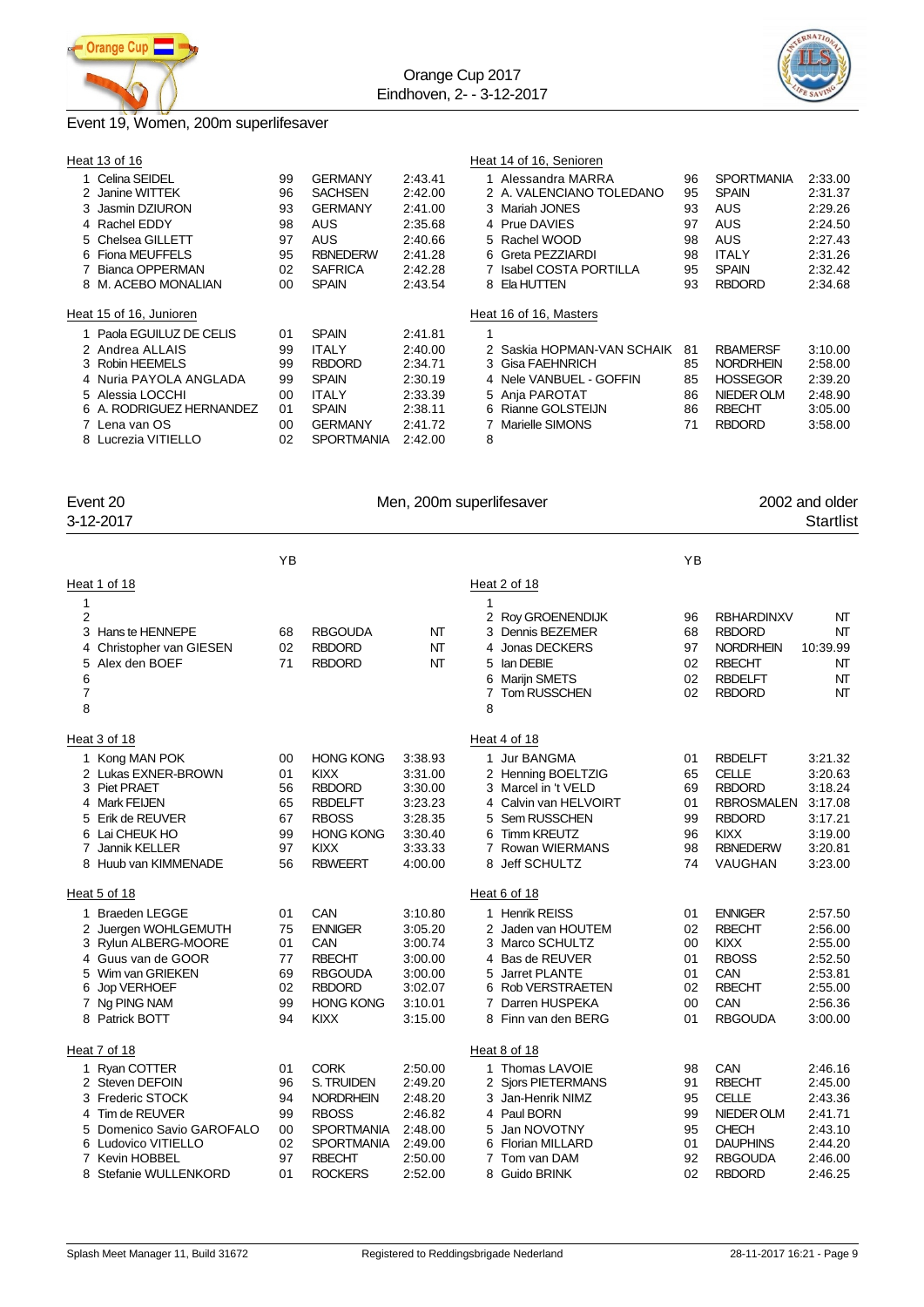## Event 19, Women, 200m superlifesaver

### Heat 13 of 16

| # | Name | YB | Team | Time |
|---|---|---|---|---|
| 1 | Celina SEIDEL | 99 | GERMANY | 2:43.41 |
| 2 | Janine WITTEK | 96 | SACHSEN | 2:42.00 |
| 3 | Jasmin DZIURON | 93 | GERMANY | 2:41.00 |
| 4 | Rachel EDDY | 98 | AUS | 2:35.68 |
| 5 | Chelsea GILLETT | 97 | AUS | 2:40.66 |
| 6 | Fiona MEUFFELS | 95 | RBNEDERW | 2:41.28 |
| 7 | Bianca OPPERMAN | 02 | SAFRICA | 2:42.28 |
| 8 | M. ACEBO MONALIAN | 00 | SPAIN | 2:43.54 |

### Heat 14 of 16, Senioren

| # | Name | YB | Team | Time |
|---|---|---|---|---|
| 1 | Alessandra MARRA | 96 | SPORTMANIA | 2:33.00 |
| 2 | A. VALENCIANO TOLEDANO | 95 | SPAIN | 2:31.37 |
| 3 | Mariah JONES | 93 | AUS | 2:29.26 |
| 4 | Prue DAVIES | 97 | AUS | 2:24.50 |
| 5 | Rachel WOOD | 98 | AUS | 2:27.43 |
| 6 | Greta PEZZIARDI | 98 | ITALY | 2:31.26 |
| 7 | Isabel COSTA PORTILLA | 95 | SPAIN | 2:32.42 |
| 8 | Ela HUTTEN | 93 | RBDORD | 2:34.68 |

### Heat 15 of 16, Junioren

| # | Name | YB | Team | Time |
|---|---|---|---|---|
| 1 | Paola EGUILUZ DE CELIS | 01 | SPAIN | 2:41.81 |
| 2 | Andrea ALLAIS | 99 | ITALY | 2:40.00 |
| 3 | Robin HEEMELS | 99 | RBDORD | 2:34.71 |
| 4 | Nuria PAYOLA ANGLADA | 99 | SPAIN | 2:30.19 |
| 5 | Alessia LOCCHI | 00 | ITALY | 2:33.39 |
| 6 | A. RODRIGUEZ HERNANDEZ | 01 | SPAIN | 2:38.11 |
| 7 | Lena van OS | 00 | GERMANY | 2:41.72 |
| 8 | Lucrezia VITIELLO | 02 | SPORTMANIA | 2:42.00 |

### Heat 16 of 16, Masters

| # | Name | YB | Team | Time |
|---|---|---|---|---|
| 1 | | | | |
| 2 | Saskia HOPMAN-VAN SCHAIK | 81 | RBAMERSF | 3:10.00 |
| 3 | Gisa FAEHNRICH | 85 | NORDRHEIN | 2:58.00 |
| 4 | Nele VANBUEL - GOFFIN | 85 | HOSSEGOR | 2:39.20 |
| 5 | Anja PAROTAT | 86 | NIEDER OLM | 2:48.90 |
| 6 | Rianne GOLSTEIJN | 86 | RBECHT | 3:05.00 |
| 7 | Marielle SIMONS | 71 | RBDORD | 3:58.00 |
| 8 | | | | |

## Event 20 — Men, 200m superlifesaver — 2002 and older

3-12-2017 — Startlist

### Heat 1 of 18

| # | Name | YB | Team | Time |
|---|---|---|---|---|
| 1 | | | | |
| 2 | | | | |
| 3 | Hans te HENNEPE | 68 | RBGOUDA | NT |
| 4 | Christopher van GIESEN | 02 | RBDORD | NT |
| 5 | Alex den BOEF | 71 | RBDORD | NT |
| 6 | | | | |
| 7 | | | | |
| 8 | | | | |

### Heat 2 of 18

| # | Name | YB | Team | Time |
|---|---|---|---|---|
| 1 | | | | |
| 2 | Roy GROENENDIJK | 96 | RBHARDINXV | NT |
| 3 | Dennis BEZEMER | 68 | RBDORD | NT |
| 4 | Jonas DECKERS | 97 | NORDRHEIN | 10:39.99 |
| 5 | Ian DEBIE | 02 | RBECHT | NT |
| 6 | Marijn SMETS | 02 | RBDELFT | NT |
| 7 | Tom RUSSCHEN | 02 | RBDORD | NT |
| 8 | | | | |

### Heat 3 of 18

| # | Name | YB | Team | Time |
|---|---|---|---|---|
| 1 | Kong MAN POK | 00 | HONG KONG | 3:38.93 |
| 2 | Lukas EXNER-BROWN | 01 | KIXX | 3:31.00 |
| 3 | Piet PRAET | 56 | RBDORD | 3:30.00 |
| 4 | Mark FEIJEN | 65 | RBDELFT | 3:23.23 |
| 5 | Erik de REUVER | 67 | RBOSS | 3:28.35 |
| 6 | Lai CHEUK HO | 99 | HONG KONG | 3:30.40 |
| 7 | Jannik KELLER | 97 | KIXX | 3:33.33 |
| 8 | Huub van KIMMENADE | 56 | RBWEERT | 4:00.00 |

### Heat 4 of 18

| # | Name | YB | Team | Time |
|---|---|---|---|---|
| 1 | Jur BANGMA | 01 | RBDELFT | 3:21.32 |
| 2 | Henning BOELTZIG | 65 | CELLE | 3:20.63 |
| 3 | Marcel in 't VELD | 69 | RBDORD | 3:18.24 |
| 4 | Calvin van HELVOIRT | 01 | RBROSMALEN | 3:17.08 |
| 5 | Sem RUSSCHEN | 99 | RBDORD | 3:17.21 |
| 6 | Timm KREUTZ | 96 | KIXX | 3:19.00 |
| 7 | Rowan WIERMANS | 98 | RBNEDERW | 3:20.81 |
| 8 | Jeff SCHULTZ | 74 | VAUGHAN | 3:23.00 |

### Heat 5 of 18

| # | Name | YB | Team | Time |
|---|---|---|---|---|
| 1 | Braeden LEGGE | 01 | CAN | 3:10.80 |
| 2 | Juergen WOHLGEMUTH | 75 | ENNIGER | 3:05.20 |
| 3 | Rylun ALBERG-MOORE | 01 | CAN | 3:00.74 |
| 4 | Guus van de GOOR | 77 | RBECHT | 3:00.00 |
| 5 | Wim van GRIEKEN | 69 | RBGOUDA | 3:00.00 |
| 6 | Jop VERHOEF | 02 | RBDORD | 3:02.07 |
| 7 | Ng PING NAM | 99 | HONG KONG | 3:10.01 |
| 8 | Patrick BOTT | 94 | KIXX | 3:15.00 |

### Heat 6 of 18

| # | Name | YB | Team | Time |
|---|---|---|---|---|
| 1 | Henrik REISS | 01 | ENNIGER | 2:57.50 |
| 2 | Jaden van HOUTEM | 02 | RBECHT | 2:56.00 |
| 3 | Marco SCHULTZ | 00 | KIXX | 2:55.00 |
| 4 | Bas de REUVER | 01 | RBOSS | 2:52.50 |
| 5 | Jarret PLANTE | 01 | CAN | 2:53.81 |
| 6 | Rob VERSTRAETEN | 02 | RBECHT | 2:55.00 |
| 7 | Darren HUSPEKA | 00 | CAN | 2:56.36 |
| 8 | Finn van den BERG | 01 | RBGOUDA | 3:00.00 |

### Heat 7 of 18

| # | Name | YB | Team | Time |
|---|---|---|---|---|
| 1 | Ryan COTTER | 01 | CORK | 2:50.00 |
| 2 | Steven DEFOIN | 96 | S. TRUIDEN | 2:49.20 |
| 3 | Frederic STOCK | 94 | NORDRHEIN | 2:48.20 |
| 4 | Tim de REUVER | 99 | RBOSS | 2:46.82 |
| 5 | Domenico Savio GAROFALO | 00 | SPORTMANIA | 2:48.00 |
| 6 | Ludovico VITIELLO | 02 | SPORTMANIA | 2:49.00 |
| 7 | Kevin HOBBEL | 97 | RBECHT | 2:50.00 |
| 8 | Stefanie WULLENKORD | 01 | ROCKERS | 2:52.00 |

### Heat 8 of 18

| # | Name | YB | Team | Time |
|---|---|---|---|---|
| 1 | Thomas LAVOIE | 98 | CAN | 2:46.16 |
| 2 | Sjors PIETERMANS | 91 | RBECHT | 2:45.00 |
| 3 | Jan-Henrik NIMZ | 95 | CELLE | 2:43.36 |
| 4 | Paul BORN | 99 | NIEDER OLM | 2:41.71 |
| 5 | Jan NOVOTNY | 95 | CHECH | 2:43.10 |
| 6 | Florian MILLARD | 01 | DAUPHINS | 2:44.20 |
| 7 | Tom van DAM | 92 | RBGOUDA | 2:46.00 |
| 8 | Guido BRINK | 02 | RBDORD | 2:46.25 |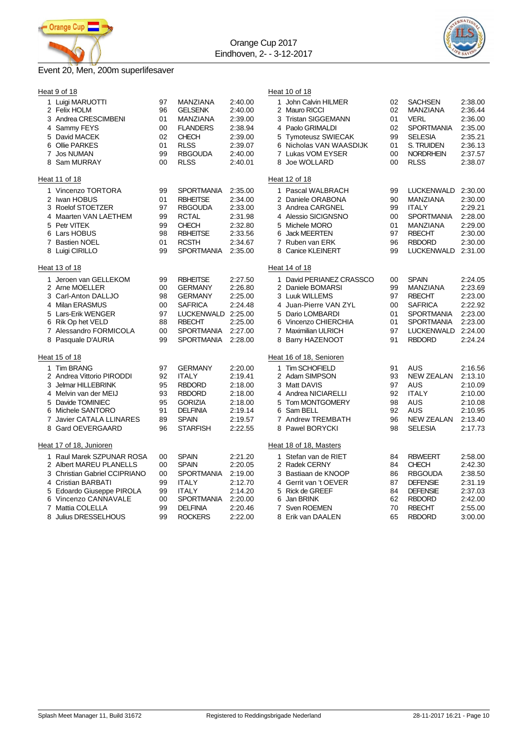Orange Cup 2017
Eindhoven, 2- - 3-12-2017

## Event 20, Men, 200m superlifesaver

### Heat 9 of 18

| | | | | |
|---|---|---|---|---|
| 1 | Luigi MARUOTTI | 97 | MANZIANA | 2:40.00 |
| 2 | Felix HOLM | 96 | GELSENK | 2:40.00 |
| 3 | Andrea CRESCIMBENI | 01 | MANZIANA | 2:39.00 |
| 4 | Sammy FEYS | 00 | FLANDERS | 2:38.94 |
| 5 | David MACEK | 02 | CHECH | 2:39.00 |
| 6 | Ollie PARKES | 01 | RLSS | 2:39.07 |
| 7 | Jos NUMAN | 99 | RBGOUDA | 2:40.00 |
| 8 | Sam MURRAY | 00 | RLSS | 2:40.01 |

### Heat 10 of 18

| | | | | |
|---|---|---|---|---|
| 1 | John Calvin HILMER | 02 | SACHSEN | 2:38.00 |
| 2 | Mauro RICCI | 02 | MANZIANA | 2:36.44 |
| 3 | Tristan SIGGEMANN | 01 | VERL | 2:36.00 |
| 4 | Paolo GRIMALDI | 02 | SPORTMANIA | 2:35.00 |
| 5 | Tymoteusz SWIECAK | 99 | SELESIA | 2:35.21 |
| 6 | Nicholas VAN WAASDIJK | 01 | S. TRUIDEN | 2:36.13 |
| 7 | Lukas VOM EYSER | 00 | NORDRHEIN | 2:37.57 |
| 8 | Joe WOLLARD | 00 | RLSS | 2:38.07 |

### Heat 11 of 18

| | | | | |
|---|---|---|---|---|
| 1 | Vincenzo TORTORA | 99 | SPORTMANIA | 2:35.00 |
| 2 | Iwan HOBUS | 01 | RBHEITSE | 2:34.00 |
| 3 | Roelof STOETZER | 97 | RBGOUDA | 2:33.00 |
| 4 | Maarten VAN LAETHEM | 99 | RCTAL | 2:31.98 |
| 5 | Petr VITEK | 99 | CHECH | 2:32.80 |
| 6 | Lars HOBUS | 98 | RBHEITSE | 2:33.56 |
| 7 | Bastien NOEL | 01 | RCSTH | 2:34.67 |
| 8 | Luigi CIRILLO | 99 | SPORTMANIA | 2:35.00 |

### Heat 12 of 18

| | | | | |
|---|---|---|---|---|
| 1 | Pascal WALBRACH | 99 | LUCKENWALD | 2:30.00 |
| 2 | Daniele ORABONA | 90 | MANZIANA | 2:30.00 |
| 3 | Andrea CARGNEL | 99 | ITALY | 2:29.21 |
| 4 | Alessio SICIGNSNO | 00 | SPORTMANIA | 2:28.00 |
| 5 | Michele MORO | 01 | MANZIANA | 2:29.00 |
| 6 | Jack MEERTEN | 97 | RBECHT | 2:30.00 |
| 7 | Ruben van ERK | 96 | RBDORD | 2:30.00 |
| 8 | Canice KLEINERT | 99 | LUCKENWALD | 2:31.00 |

### Heat 13 of 18

| | | | | |
|---|---|---|---|---|
| 1 | Jeroen van GELLEKOM | 99 | RBHEITSE | 2:27.50 |
| 2 | Arne MOELLER | 00 | GERMANY | 2:26.80 |
| 3 | Carl-Anton DALLJO | 98 | GERMANY | 2:25.00 |
| 4 | Milan ERASMUS | 00 | SAFRICA | 2:24.48 |
| 5 | Lars-Erik WENGER | 97 | LUCKENWALD | 2:25.00 |
| 6 | Rik Op het VELD | 88 | RBECHT | 2:25.00 |
| 7 | Alessandro FORMICOLA | 00 | SPORTMANIA | 2:27.00 |
| 8 | Pasquale D'AURIA | 99 | SPORTMANIA | 2:28.00 |

### Heat 14 of 18

| | | | | |
|---|---|---|---|---|
| 1 | David PERIANEZ CRASSCO | 00 | SPAIN | 2:24.05 |
| 2 | Daniele BOMARSI | 99 | MANZIANA | 2:23.69 |
| 3 | Luuk WILLEMS | 97 | RBECHT | 2:23.00 |
| 4 | Juan-Pierre VAN ZYL | 00 | SAFRICA | 2:22.92 |
| 5 | Dario LOMBARDI | 01 | SPORTMANIA | 2:23.00 |
| 6 | Vincenzo CHIERCHIA | 01 | SPORTMANIA | 2:23.00 |
| 7 | Maximilian ULRICH | 97 | LUCKENWALD | 2:24.00 |
| 8 | Barry HAZENOOT | 91 | RBDORD | 2:24.24 |

### Heat 15 of 18

| | | | | |
|---|---|---|---|---|
| 1 | Tim BRANG | 97 | GERMANY | 2:20.00 |
| 2 | Andrea Vittorio PIRODDI | 92 | ITALY | 2:19.41 |
| 3 | Jelmar HILLEBRINK | 95 | RBDORD | 2:18.00 |
| 4 | Melvin van der MEIJ | 93 | RBDORD | 2:18.00 |
| 5 | Davide TOMINIEC | 95 | GORIZIA | 2:18.00 |
| 6 | Michele SANTORO | 91 | DELFINIA | 2:19.14 |
| 7 | Javier CATALA LLINARES | 89 | SPAIN | 2:19.57 |
| 8 | Gard OEVERGAARD | 96 | STARFISH | 2:22.55 |

### Heat 16 of 18, Senioren

| | | | | |
|---|---|---|---|---|
| 1 | Tim SCHOFIELD | 91 | AUS | 2:16.56 |
| 2 | Adam SIMPSON | 93 | NEW ZEALAN | 2:13.10 |
| 3 | Matt DAVIS | 97 | AUS | 2:10.09 |
| 4 | Andrea NICIARELLI | 92 | ITALY | 2:10.00 |
| 5 | Tom MONTGOMERY | 98 | AUS | 2:10.08 |
| 6 | Sam BELL | 92 | AUS | 2:10.95 |
| 7 | Andrew TREMBATH | 96 | NEW ZEALAN | 2:13.40 |
| 8 | Pawel BORYCKI | 98 | SELESIA | 2:17.73 |

### Heat 17 of 18, Junioren

| | | | | |
|---|---|---|---|---|
| 1 | Raul Marek SZPUNAR ROSA | 00 | SPAIN | 2:21.20 |
| 2 | Albert MAREU PLANELLS | 00 | SPAIN | 2:20.05 |
| 3 | Christian Gabriel CCIPRIANO | 00 | SPORTMANIA | 2:19.00 |
| 4 | Cristian BARBATI | 99 | ITALY | 2:12.70 |
| 5 | Edoardo Giuseppe PIROLA | 99 | ITALY | 2:14.20 |
| 6 | Vincenzo CANNAVALE | 00 | SPORTMANIA | 2:20.00 |
| 7 | Mattia COLELLA | 99 | DELFINIA | 2:20.46 |
| 8 | Julius DRESSELHOUS | 99 | ROCKERS | 2:22.00 |

### Heat 18 of 18, Masters

| | | | | |
|---|---|---|---|---|
| 1 | Stefan van de RIET | 84 | RBWEERT | 2:58.00 |
| 2 | Radek CERNY | 84 | CHECH | 2:42.30 |
| 3 | Bastiaan de KNOOP | 86 | RBGOUDA | 2:38.50 |
| 4 | Gerrit van 't OEVER | 87 | DEFENSIE | 2:31.19 |
| 5 | Rick de GREEF | 84 | DEFENSIE | 2:37.03 |
| 6 | Jan BRINK | 62 | RBDORD | 2:42.00 |
| 7 | Sven ROEMEN | 70 | RBECHT | 2:55.00 |
| 8 | Erik van DAALEN | 65 | RBDORD | 3:00.00 |